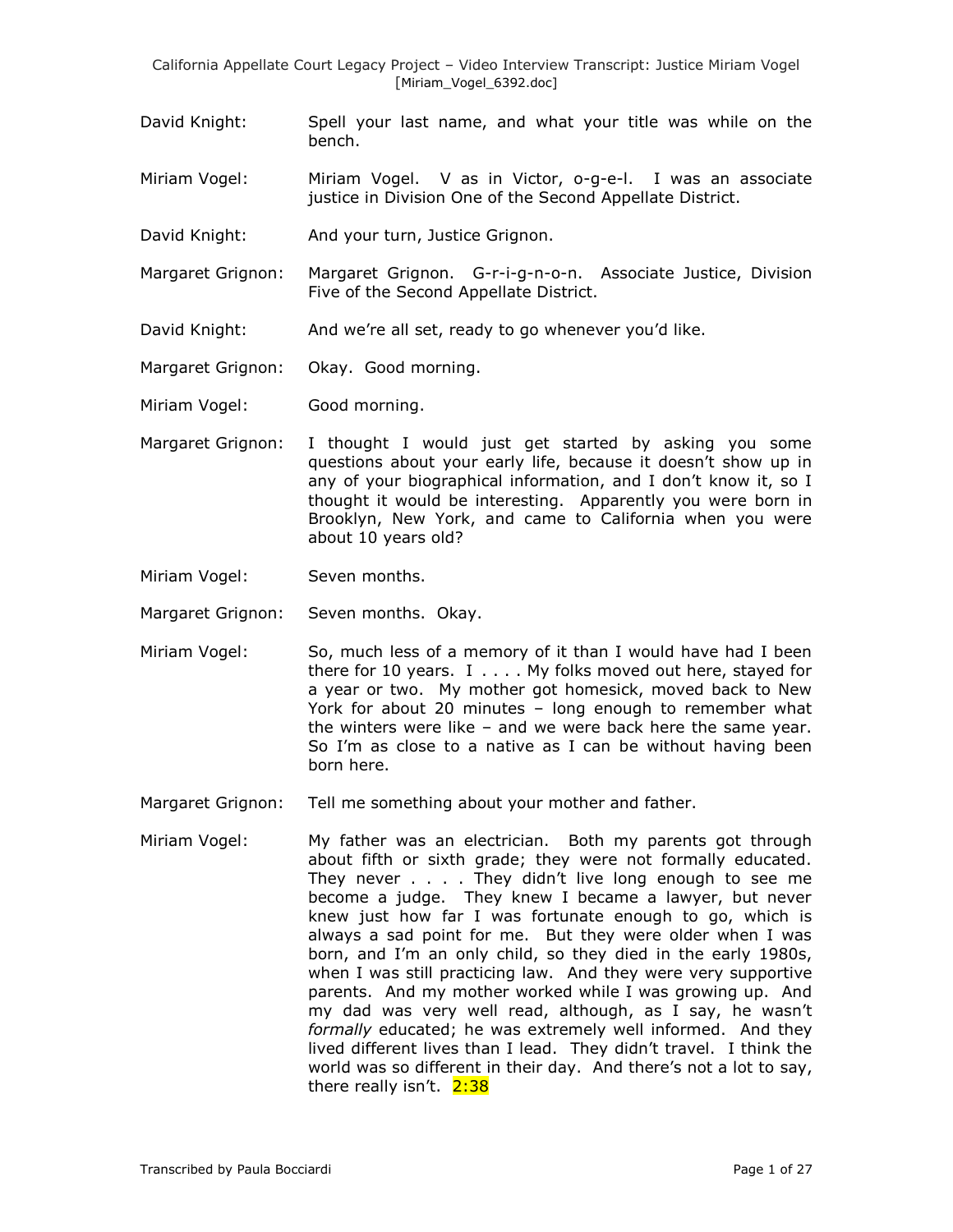David Knight: Spell your last name, and what your title was while on the bench.

Miriam Vogel: Miriam Vogel. V as in Victor, o-g-e-l. I was an associate justice in Division One of the Second Appellate District.

David Knight: And your turn, Justice Grignon.

Margaret Grignon: Margaret Grignon. G-r-i-g-n-o-n. Associate Justice, Division Five of the Second Appellate District.

David Knight: And we're all set, ready to go whenever you'd like.

Margaret Grignon: Okay. Good morning.

Miriam Vogel: Good morning.

Margaret Grignon: I thought I would just get started by asking you some questions about your early life, because it doesn't show up in any of your biographical information, and I don't know it, so I thought it would be interesting. Apparently you were born in Brooklyn, New York, and came to California when you were about 10 years old?

Miriam Vogel: Seven months.

Margaret Grignon: Seven months. Okay.

Miriam Vogel: So, much less of a memory of it than I would have had I been there for 10 years. I . . . . My folks moved out here, stayed for a year or two. My mother got homesick, moved back to New York for about 20 minutes – long enough to remember what the winters were like – and we were back here the same year. So I'm as close to a native as I can be without having been born here.

Margaret Grignon: Tell me something about your mother and father.

Miriam Vogel: My father was an electrician. Both my parents got through about fifth or sixth grade; they were not formally educated. They never . . . . They didn't live long enough to see me become a judge. They knew I became a lawyer, but never knew just how far I was fortunate enough to go, which is always a sad point for me. But they were older when I was born, and I'm an only child, so they died in the early 1980s, when I was still practicing law. And they were very supportive parents. And my mother worked while I was growing up. And my dad was very well read, although, as I say, he wasn't *formally* educated; he was extremely well informed. And they lived different lives than I lead. They didn't travel. I think the world was so different in their day. And there's not a lot to say, there really isn't. 2:38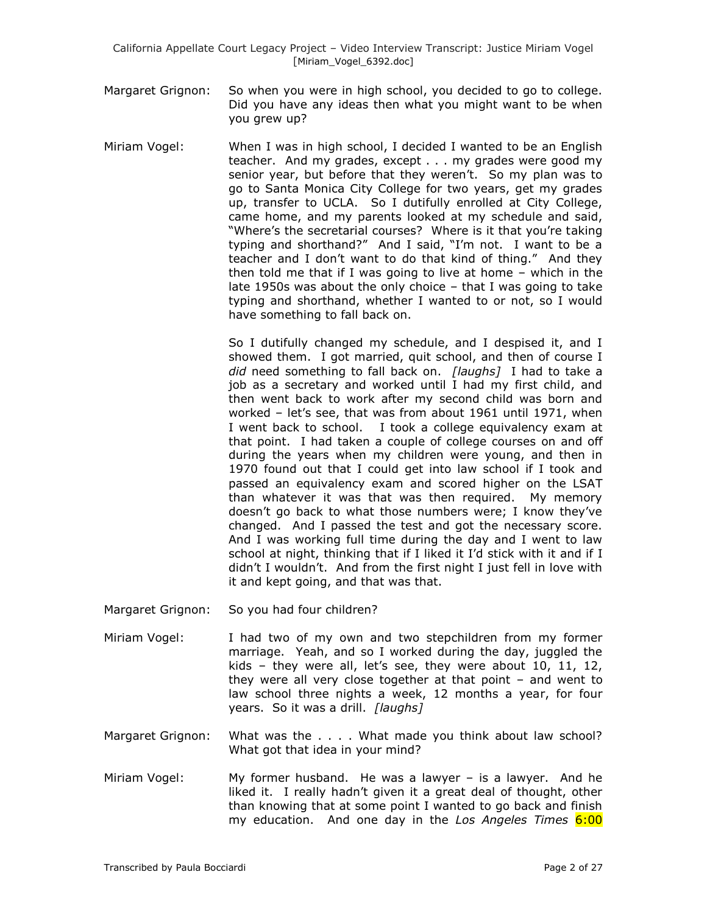Margaret Grignon: So when you were in high school, you decided to go to college. Did you have any ideas then what you might want to be when you grew up?

Miriam Vogel: When I was in high school, I decided I wanted to be an English teacher. And my grades, except . . . my grades were good my senior year, but before that they weren't. So my plan was to go to Santa Monica City College for two years, get my grades up, transfer to UCLA. So I dutifully enrolled at City College, came home, and my parents looked at my schedule and said, "Where's the secretarial courses? Where is it that you're taking typing and shorthand?" And I said, "I'm not. I want to be a teacher and I don't want to do that kind of thing." And they then told me that if I was going to live at home – which in the late 1950s was about the only choice – that I was going to take typing and shorthand, whether I wanted to or not, so I would have something to fall back on.

So I dutifully changed my schedule, and I despised it, and I showed them. I got married, quit school, and then of course I *did* need something to fall back on. *[laughs]* I had to take a job as a secretary and worked until I had my first child, and then went back to work after my second child was born and worked – let's see, that was from about 1961 until 1971, when I went back to school. I took a college equivalency exam at that point. I had taken a couple of college courses on and off during the years when my children were young, and then in 1970 found out that I could get into law school if I took and passed an equivalency exam and scored higher on the LSAT than whatever it was that was then required. My memory doesn't go back to what those numbers were; I know they've changed. And I passed the test and got the necessary score. And I was working full time during the day and I went to law school at night, thinking that if I liked it I'd stick with it and if I didn't I wouldn't. And from the first night I just fell in love with it and kept going, and that was that.

Margaret Grignon: So you had four children?

Miriam Vogel: I had two of my own and two stepchildren from my former marriage. Yeah, and so I worked during the day, juggled the kids – they were all, let's see, they were about 10, 11, 12, they were all very close together at that point – and went to law school three nights a week, 12 months a year, for four years. So it was a drill. *[laughs]*

Margaret Grignon: What was the . . . . What made you think about law school? What got that idea in your mind?

Miriam Vogel: My former husband. He was a lawyer – is a lawyer. And he liked it. I really hadn't given it a great deal of thought, other than knowing that at some point I wanted to go back and finish my education. And one day in the *Los Angeles Times* 6:00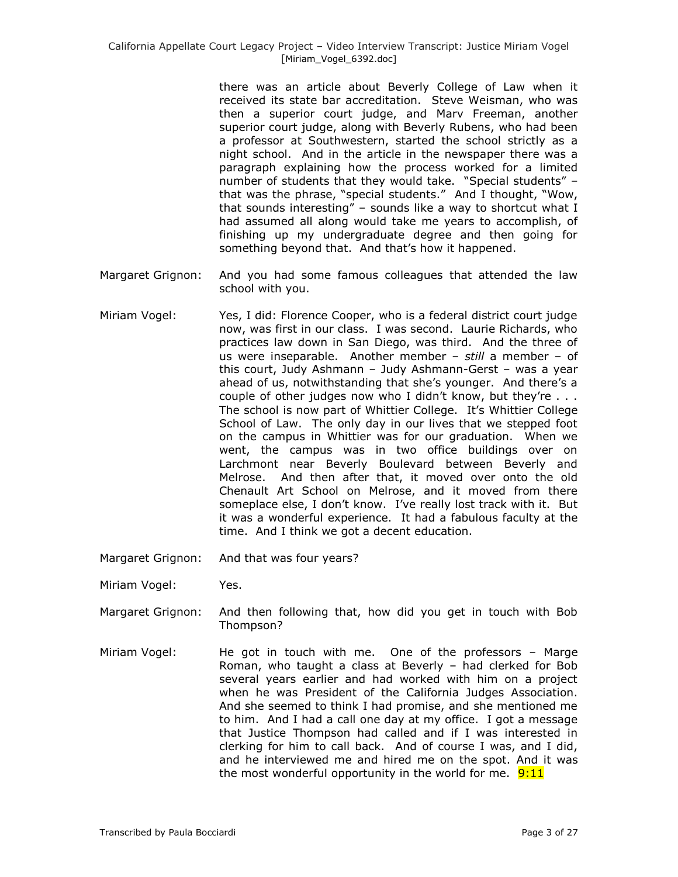there was an article about Beverly College of Law when it received its state bar accreditation. Steve Weisman, who was then a superior court judge, and Marv Freeman, another superior court judge, along with Beverly Rubens, who had been a professor at Southwestern, started the school strictly as a night school. And in the article in the newspaper there was a paragraph explaining how the process worked for a limited number of students that they would take. "Special students" – that was the phrase, "special students." And I thought, "Wow, that sounds interesting" – sounds like a way to shortcut what I had assumed all along would take me years to accomplish, of finishing up my undergraduate degree and then going for something beyond that. And that's how it happened.

Margaret Grignon: And you had some famous colleagues that attended the law school with you.

Miriam Vogel: Yes, I did: Florence Cooper, who is a federal district court judge now, was first in our class. I was second. Laurie Richards, who practices law down in San Diego, was third. And the three of us were inseparable. Another member – *still* a member – of this court, Judy Ashmann – Judy Ashmann-Gerst – was a year ahead of us, notwithstanding that she's younger. And there's a couple of other judges now who I didn't know, but they're . . . The school is now part of Whittier College. It's Whittier College School of Law. The only day in our lives that we stepped foot on the campus in Whittier was for our graduation. When we went, the campus was in two office buildings over on Larchmont near Beverly Boulevard between Beverly and Melrose. And then after that, it moved over onto the old Chenault Art School on Melrose, and it moved from there someplace else, I don't know. I've really lost track with it. But it was a wonderful experience. It had a fabulous faculty at the time. And I think we got a decent education.

Margaret Grignon: And that was four years?

Miriam Vogel: Yes.

Margaret Grignon: And then following that, how did you get in touch with Bob Thompson?

Miriam Vogel: He got in touch with me. One of the professors – Marge Roman, who taught a class at Beverly – had clerked for Bob several years earlier and had worked with him on a project when he was President of the California Judges Association. And she seemed to think I had promise, and she mentioned me to him. And I had a call one day at my office. I got a message that Justice Thompson had called and if I was interested in clerking for him to call back. And of course I was, and I did, and he interviewed me and hired me on the spot. And it was the most wonderful opportunity in the world for me. 9:11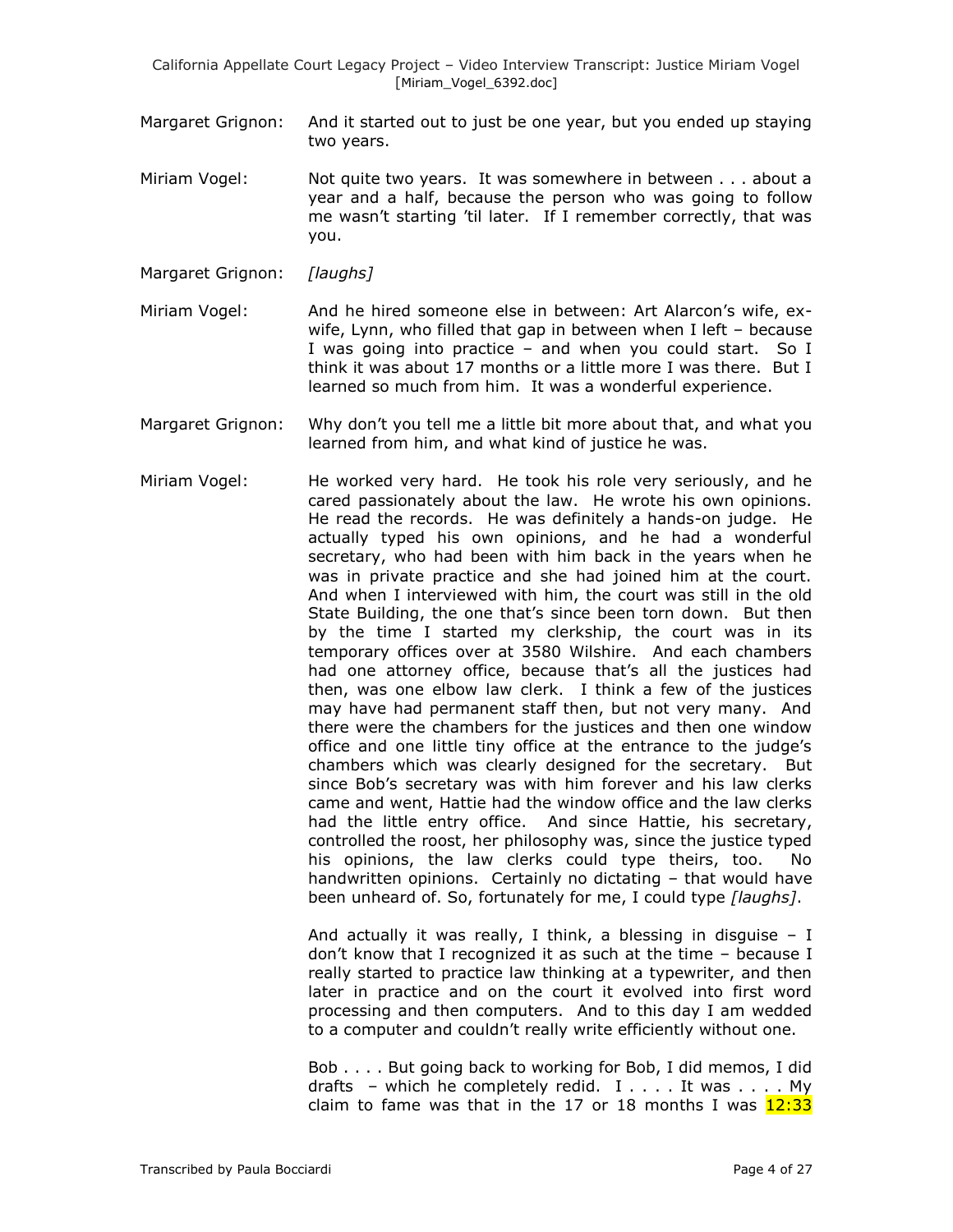Margaret Grignon: And it started out to just be one year, but you ended up staying two years.

Miriam Vogel: Not quite two years. It was somewhere in between . . . about a year and a half, because the person who was going to follow me wasn't starting 'til later. If I remember correctly, that was you.

Margaret Grignon: *[laughs]*

Miriam Vogel: And he hired someone else in between: Art Alarcon's wife, ex-wife, Lynn, who filled that gap in between when I left – because I was going into practice – and when you could start. So I think it was about 17 months or a little more I was there. But I learned so much from him. It was a wonderful experience.

Margaret Grignon: Why don't you tell me a little bit more about that, and what you learned from him, and what kind of justice he was.

Miriam Vogel: He worked very hard. He took his role very seriously, and he cared passionately about the law. He wrote his own opinions. He read the records. He was definitely a hands-on judge. He actually typed his own opinions, and he had a wonderful secretary, who had been with him back in the years when he was in private practice and she had joined him at the court. And when I interviewed with him, the court was still in the old State Building, the one that's since been torn down. But then by the time I started my clerkship, the court was in its temporary offices over at 3580 Wilshire. And each chambers had one attorney office, because that's all the justices had then, was one elbow law clerk. I think a few of the justices may have had permanent staff then, but not very many. And there were the chambers for the justices and then one window office and one little tiny office at the entrance to the judge's chambers which was clearly designed for the secretary. But since Bob's secretary was with him forever and his law clerks came and went, Hattie had the window office and the law clerks had the little entry office. And since Hattie, his secretary, controlled the roost, her philosophy was, since the justice typed his opinions, the law clerks could type theirs, too. No handwritten opinions. Certainly no dictating – that would have been unheard of. So, fortunately for me, I could type *[laughs]*.

And actually it was really, I think, a blessing in disguise – I don't know that I recognized it as such at the time – because I really started to practice law thinking at a typewriter, and then later in practice and on the court it evolved into first word processing and then computers. And to this day I am wedded to a computer and couldn't really write efficiently without one.

Bob . . . . But going back to working for Bob, I did memos, I did drafts – which he completely redid. I . . . . It was . . . . My claim to fame was that in the 17 or 18 months I was 12:33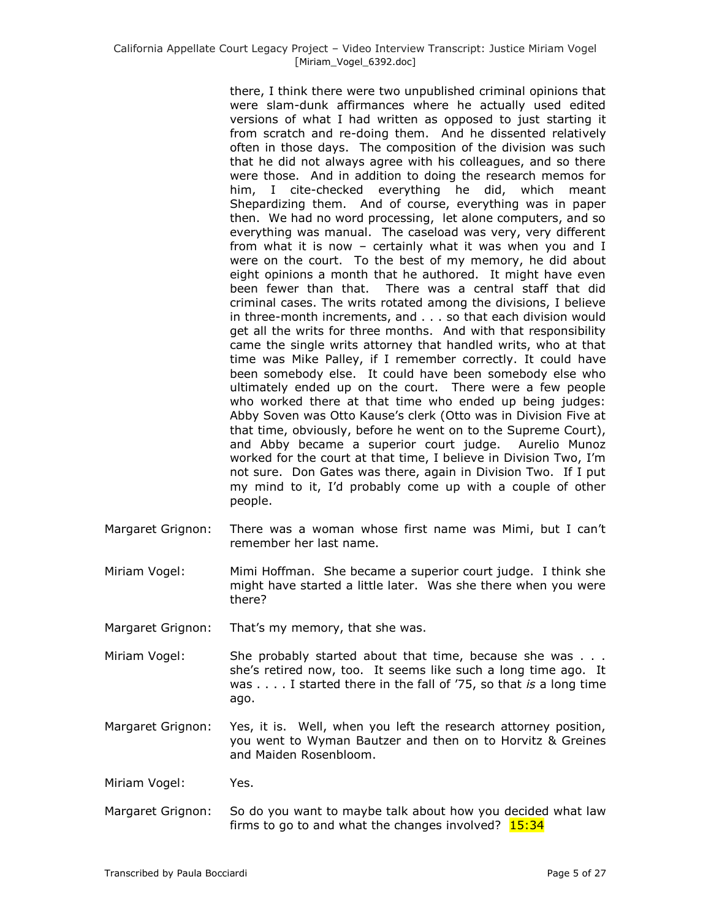there, I think there were two unpublished criminal opinions that were slam-dunk affirmances where he actually used edited versions of what I had written as opposed to just starting it from scratch and re-doing them. And he dissented relatively often in those days. The composition of the division was such that he did not always agree with his colleagues, and so there were those. And in addition to doing the research memos for him, I cite-checked everything he did, which meant Shepardizing them. And of course, everything was in paper then. We had no word processing, let alone computers, and so everything was manual. The caseload was very, very different from what it is now – certainly what it was when you and I were on the court. To the best of my memory, he did about eight opinions a month that he authored. It might have even been fewer than that. There was a central staff that did criminal cases. The writs rotated among the divisions, I believe in three-month increments, and . . . so that each division would get all the writs for three months. And with that responsibility came the single writs attorney that handled writs, who at that time was Mike Palley, if I remember correctly. It could have been somebody else. It could have been somebody else who ultimately ended up on the court. There were a few people who worked there at that time who ended up being judges: Abby Soven was Otto Kause's clerk (Otto was in Division Five at that time, obviously, before he went on to the Supreme Court), and Abby became a superior court judge. Aurelio Munoz worked for the court at that time, I believe in Division Two, I'm not sure. Don Gates was there, again in Division Two. If I put my mind to it, I'd probably come up with a couple of other people.

Margaret Grignon: There was a woman whose first name was Mimi, but I can't remember her last name.

Miriam Vogel: Mimi Hoffman. She became a superior court judge. I think she might have started a little later. Was she there when you were there?

Margaret Grignon: That's my memory, that she was.

Miriam Vogel: She probably started about that time, because she was . . . she's retired now, too. It seems like such a long time ago. It was . . . . I started there in the fall of '75, so that *is* a long time ago.

Margaret Grignon: Yes, it is. Well, when you left the research attorney position, you went to Wyman Bautzer and then on to Horvitz & Greines and Maiden Rosenbloom.

Miriam Vogel: Yes.

Margaret Grignon: So do you want to maybe talk about how you decided what law firms to go to and what the changes involved? 15:34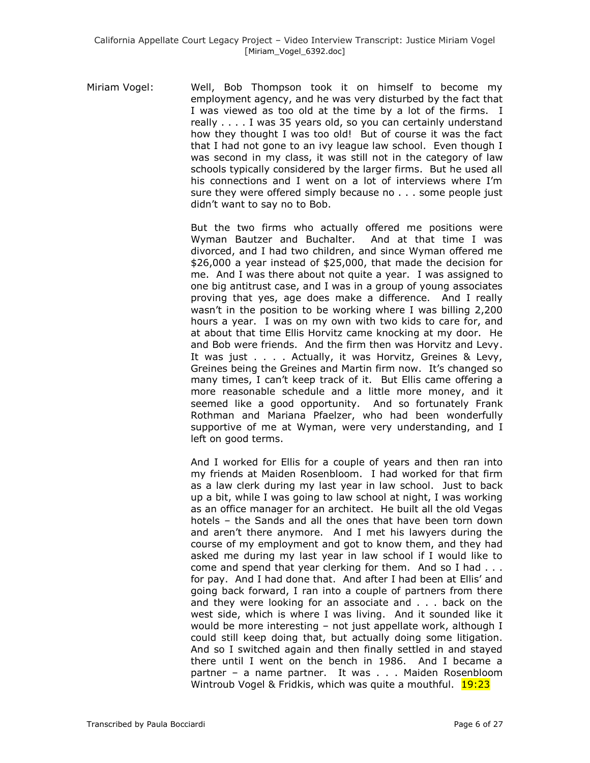Miriam Vogel: Well, Bob Thompson took it on himself to become my employment agency, and he was very disturbed by the fact that I was viewed as too old at the time by a lot of the firms. I really . . . . I was 35 years old, so you can certainly understand how they thought I was too old! But of course it was the fact that I had not gone to an ivy league law school. Even though I was second in my class, it was still not in the category of law schools typically considered by the larger firms. But he used all his connections and I went on a lot of interviews where I'm sure they were offered simply because no . . . some people just didn't want to say no to Bob.

But the two firms who actually offered me positions were Wyman Bautzer and Buchalter. And at that time I was divorced, and I had two children, and since Wyman offered me $26,000 a year instead of $25,000, that made the decision for me. And I was there about not quite a year. I was assigned to one big antitrust case, and I was in a group of young associates proving that yes, age does make a difference. And I really wasn't in the position to be working where I was billing 2,200 hours a year. I was on my own with two kids to care for, and at about that time Ellis Horvitz came knocking at my door. He and Bob were friends. And the firm then was Horvitz and Levy. It was just . . . . Actually, it was Horvitz, Greines & Levy, Greines being the Greines and Martin firm now. It's changed so many times, I can't keep track of it. But Ellis came offering a more reasonable schedule and a little more money, and it seemed like a good opportunity. And so fortunately Frank Rothman and Mariana Pfaelzer, who had been wonderfully supportive of me at Wyman, were very understanding, and I left on good terms.

And I worked for Ellis for a couple of years and then ran into my friends at Maiden Rosenbloom. I had worked for that firm as a law clerk during my last year in law school. Just to back up a bit, while I was going to law school at night, I was working as an office manager for an architect. He built all the old Vegas hotels – the Sands and all the ones that have been torn down and aren't there anymore. And I met his lawyers during the course of my employment and got to know them, and they had asked me during my last year in law school if I would like to come and spend that year clerking for them. And so I had . . . for pay. And I had done that. And after I had been at Ellis' and going back forward, I ran into a couple of partners from there and they were looking for an associate and . . . back on the west side, which is where I was living. And it sounded like it would be more interesting – not just appellate work, although I could still keep doing that, but actually doing some litigation. And so I switched again and then finally settled in and stayed there until I went on the bench in 1986. And I became a partner – a name partner. It was . . . Maiden Rosenbloom Wintroub Vogel & Fridkis, which was quite a mouthful. 19:23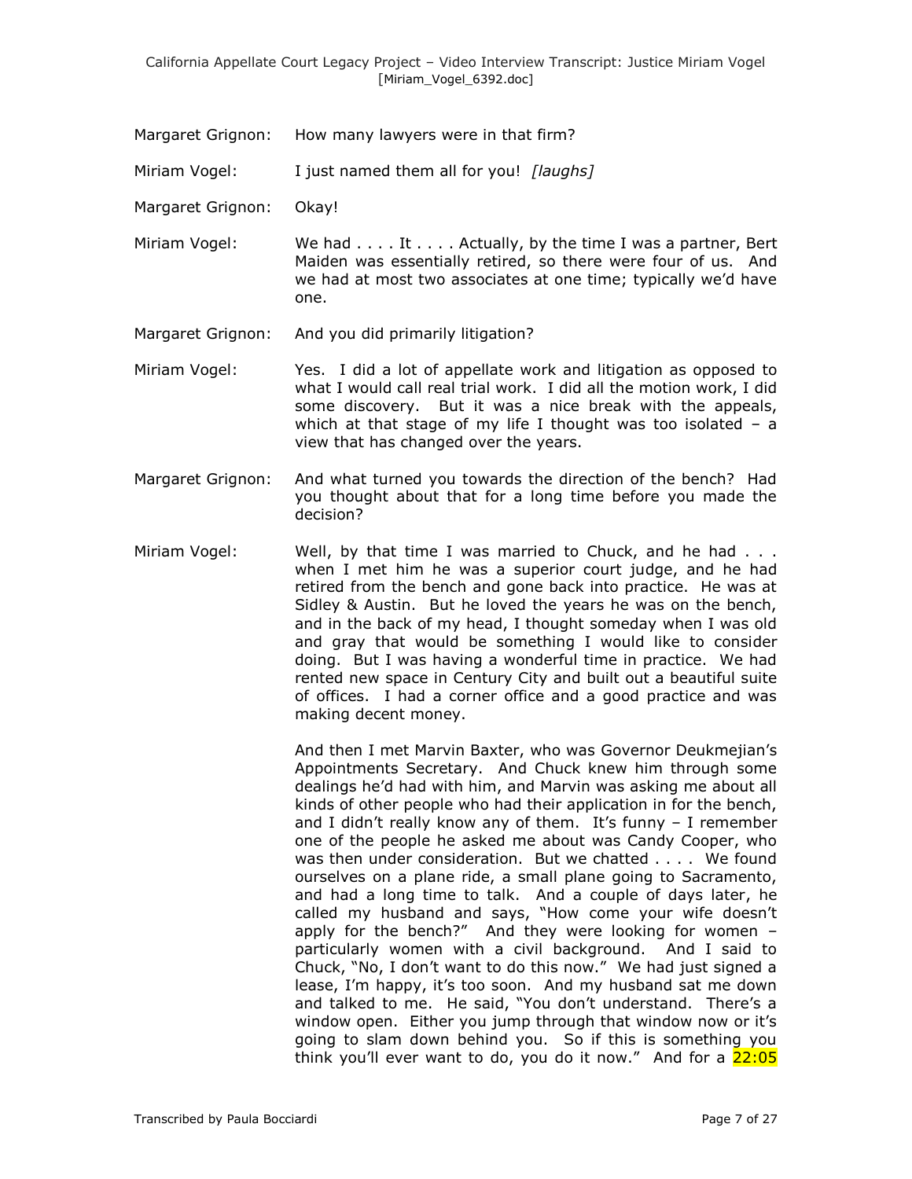Margaret Grignon: How many lawyers were in that firm?

Miriam Vogel: I just named them all for you! *[laughs]*

Margaret Grignon: Okay!

Miriam Vogel: We had . . . . It . . . . Actually, by the time I was a partner, Bert Maiden was essentially retired, so there were four of us. And we had at most two associates at one time; typically we'd have one.

Margaret Grignon: And you did primarily litigation?

Miriam Vogel: Yes. I did a lot of appellate work and litigation as opposed to what I would call real trial work. I did all the motion work, I did some discovery. But it was a nice break with the appeals, which at that stage of my life I thought was too isolated – a view that has changed over the years.

Margaret Grignon: And what turned you towards the direction of the bench? Had you thought about that for a long time before you made the decision?

Miriam Vogel: Well, by that time I was married to Chuck, and he had . . . when I met him he was a superior court judge, and he had retired from the bench and gone back into practice. He was at Sidley & Austin. But he loved the years he was on the bench, and in the back of my head, I thought someday when I was old and gray that would be something I would like to consider doing. But I was having a wonderful time in practice. We had rented new space in Century City and built out a beautiful suite of offices. I had a corner office and a good practice and was making decent money.

And then I met Marvin Baxter, who was Governor Deukmejian's Appointments Secretary. And Chuck knew him through some dealings he'd had with him, and Marvin was asking me about all kinds of other people who had their application in for the bench, and I didn't really know any of them. It's funny – I remember one of the people he asked me about was Candy Cooper, who was then under consideration. But we chatted . . . . We found ourselves on a plane ride, a small plane going to Sacramento, and had a long time to talk. And a couple of days later, he called my husband and says, "How come your wife doesn't apply for the bench?" And they were looking for women – particularly women with a civil background. And I said to Chuck, "No, I don't want to do this now." We had just signed a lease, I'm happy, it's too soon. And my husband sat me down and talked to me. He said, "You don't understand. There's a window open. Either you jump through that window now or it's going to slam down behind you. So if this is something you think you'll ever want to do, you do it now." And for a 22:05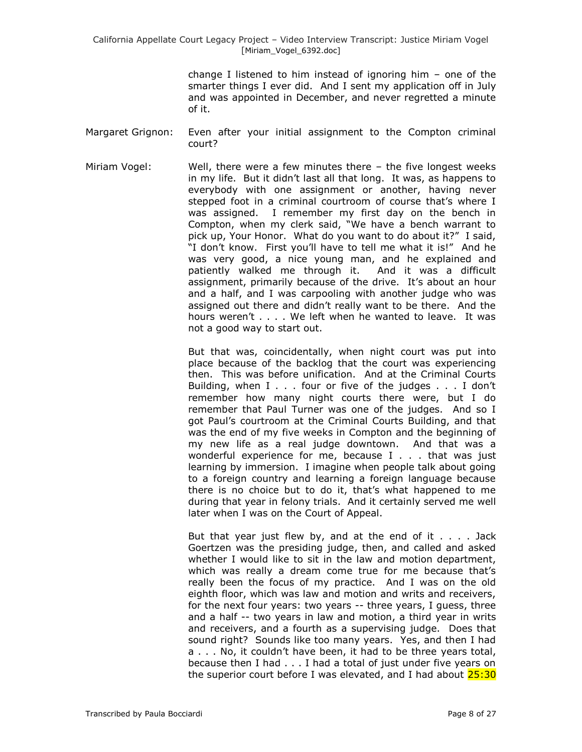change I listened to him instead of ignoring him – one of the smarter things I ever did. And I sent my application off in July and was appointed in December, and never regretted a minute of it.

Margaret Grignon: Even after your initial assignment to the Compton criminal court?

Miriam Vogel: Well, there were a few minutes there – the five longest weeks in my life. But it didn't last all that long. It was, as happens to everybody with one assignment or another, having never stepped foot in a criminal courtroom of course that's where I was assigned. I remember my first day on the bench in Compton, when my clerk said, "We have a bench warrant to pick up, Your Honor. What do you want to do about it?" I said, "I don't know. First you'll have to tell me what it is!" And he was very good, a nice young man, and he explained and patiently walked me through it. And it was a difficult assignment, primarily because of the drive. It's about an hour and a half, and I was carpooling with another judge who was assigned out there and didn't really want to be there. And the hours weren't . . . . We left when he wanted to leave. It was not a good way to start out.

But that was, coincidentally, when night court was put into place because of the backlog that the court was experiencing then. This was before unification. And at the Criminal Courts Building, when I . . . four or five of the judges . . . I don't remember how many night courts there were, but I do remember that Paul Turner was one of the judges. And so I got Paul's courtroom at the Criminal Courts Building, and that was the end of my five weeks in Compton and the beginning of my new life as a real judge downtown. And that was a wonderful experience for me, because I . . . that was just learning by immersion. I imagine when people talk about going to a foreign country and learning a foreign language because there is no choice but to do it, that's what happened to me during that year in felony trials. And it certainly served me well later when I was on the Court of Appeal.

But that year just flew by, and at the end of it . . . . Jack Goertzen was the presiding judge, then, and called and asked whether I would like to sit in the law and motion department, which was really a dream come true for me because that's really been the focus of my practice. And I was on the old eighth floor, which was law and motion and writs and receivers, for the next four years: two years -- three years, I guess, three and a half -- two years in law and motion, a third year in writs and receivers, and a fourth as a supervising judge. Does that sound right? Sounds like too many years. Yes, and then I had a . . . No, it couldn't have been, it had to be three years total, because then I had . . . I had a total of just under five years on the superior court before I was elevated, and I had about 25:30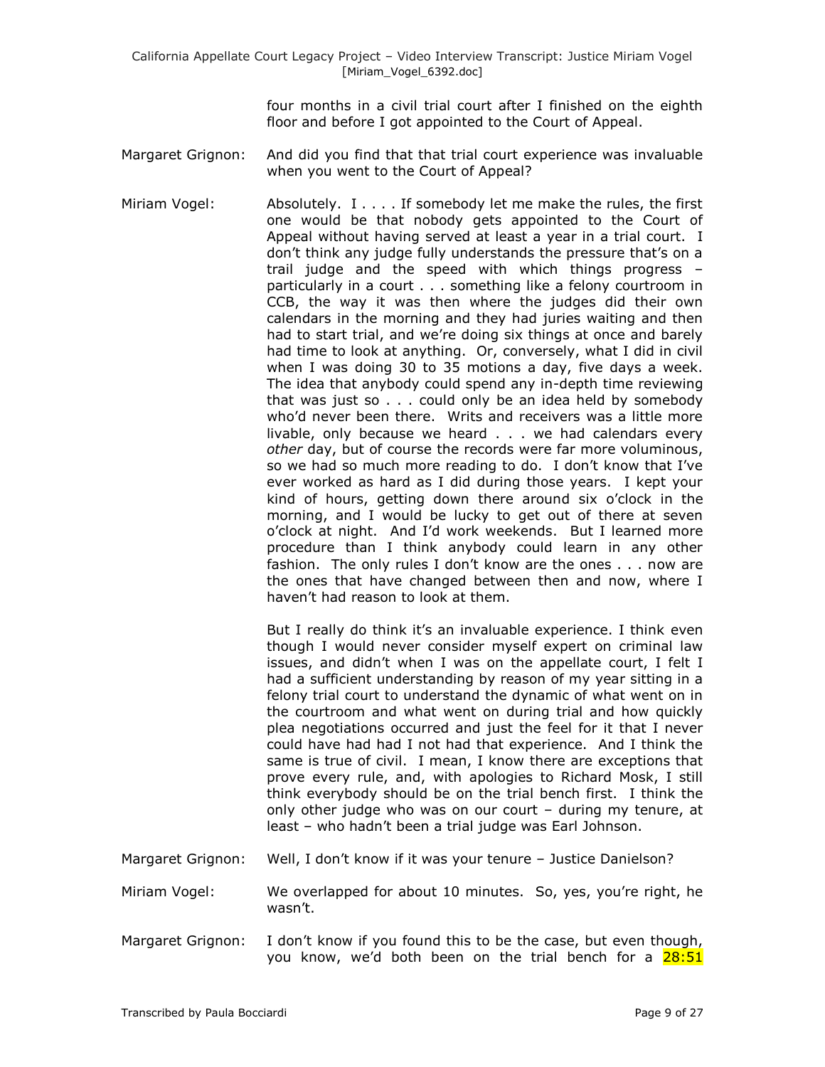four months in a civil trial court after I finished on the eighth floor and before I got appointed to the Court of Appeal.

Margaret Grignon: And did you find that that trial court experience was invaluable when you went to the Court of Appeal?

Miriam Vogel: Absolutely. I . . . . If somebody let me make the rules, the first one would be that nobody gets appointed to the Court of Appeal without having served at least a year in a trial court. I don't think any judge fully understands the pressure that's on a trail judge and the speed with which things progress – particularly in a court . . . something like a felony courtroom in CCB, the way it was then where the judges did their own calendars in the morning and they had juries waiting and then had to start trial, and we're doing six things at once and barely had time to look at anything. Or, conversely, what I did in civil when I was doing 30 to 35 motions a day, five days a week. The idea that anybody could spend any in-depth time reviewing that was just so . . . could only be an idea held by somebody who'd never been there. Writs and receivers was a little more livable, only because we heard . . . we had calendars every *other* day, but of course the records were far more voluminous, so we had so much more reading to do. I don't know that I've ever worked as hard as I did during those years. I kept your kind of hours, getting down there around six o'clock in the morning, and I would be lucky to get out of there at seven o'clock at night. And I'd work weekends. But I learned more procedure than I think anybody could learn in any other fashion. The only rules I don't know are the ones . . . now are the ones that have changed between then and now, where I haven't had reason to look at them.

But I really do think it's an invaluable experience. I think even though I would never consider myself expert on criminal law issues, and didn't when I was on the appellate court, I felt I had a sufficient understanding by reason of my year sitting in a felony trial court to understand the dynamic of what went on in the courtroom and what went on during trial and how quickly plea negotiations occurred and just the feel for it that I never could have had had I not had that experience. And I think the same is true of civil. I mean, I know there are exceptions that prove every rule, and, with apologies to Richard Mosk, I still think everybody should be on the trial bench first. I think the only other judge who was on our court – during my tenure, at least – who hadn't been a trial judge was Earl Johnson.

Margaret Grignon: Well, I don't know if it was your tenure – Justice Danielson?

Miriam Vogel: We overlapped for about 10 minutes. So, yes, you're right, he wasn't.

Margaret Grignon: I don't know if you found this to be the case, but even though, you know, we'd both been on the trial bench for a 28:51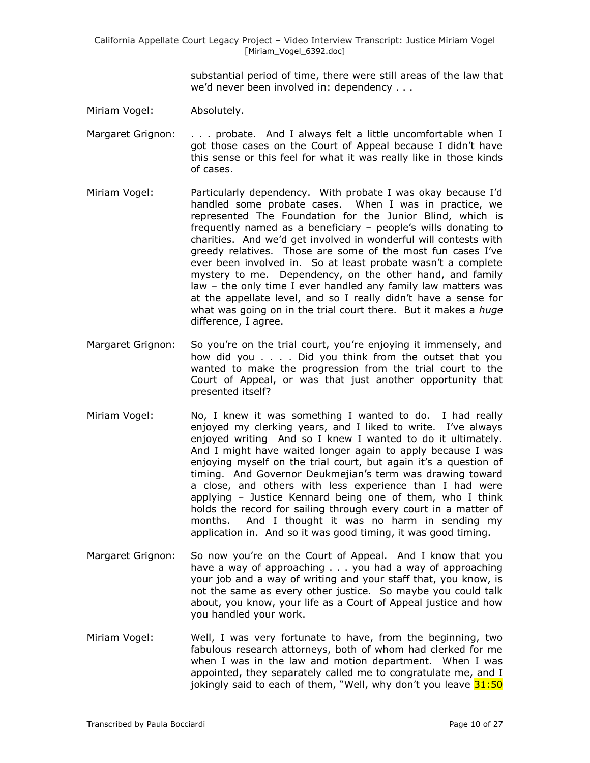substantial period of time, there were still areas of the law that we'd never been involved in: dependency . . .

Miriam Vogel: Absolutely.

Margaret Grignon: . . . probate. And I always felt a little uncomfortable when I got those cases on the Court of Appeal because I didn't have this sense or this feel for what it was really like in those kinds of cases.

Miriam Vogel: Particularly dependency. With probate I was okay because I'd handled some probate cases. When I was in practice, we represented The Foundation for the Junior Blind, which is frequently named as a beneficiary – people's wills donating to charities. And we'd get involved in wonderful will contests with greedy relatives. Those are some of the most fun cases I've ever been involved in. So at least probate wasn't a complete mystery to me. Dependency, on the other hand, and family law – the only time I ever handled any family law matters was at the appellate level, and so I really didn't have a sense for what was going on in the trial court there. But it makes a *huge* difference, I agree.

Margaret Grignon: So you're on the trial court, you're enjoying it immensely, and how did you . . . . Did you think from the outset that you wanted to make the progression from the trial court to the Court of Appeal, or was that just another opportunity that presented itself?

Miriam Vogel: No, I knew it was something I wanted to do. I had really enjoyed my clerking years, and I liked to write. I've always enjoyed writing And so I knew I wanted to do it ultimately. And I might have waited longer again to apply because I was enjoying myself on the trial court, but again it's a question of timing. And Governor Deukmejian's term was drawing toward a close, and others with less experience than I had were applying – Justice Kennard being one of them, who I think holds the record for sailing through every court in a matter of months. And I thought it was no harm in sending my application in. And so it was good timing, it was good timing.

Margaret Grignon: So now you're on the Court of Appeal. And I know that you have a way of approaching . . . you had a way of approaching your job and a way of writing and your staff that, you know, is not the same as every other justice. So maybe you could talk about, you know, your life as a Court of Appeal justice and how you handled your work.

Miriam Vogel: Well, I was very fortunate to have, from the beginning, two fabulous research attorneys, both of whom had clerked for me when I was in the law and motion department. When I was appointed, they separately called me to congratulate me, and I jokingly said to each of them, "Well, why don't you leave 31:50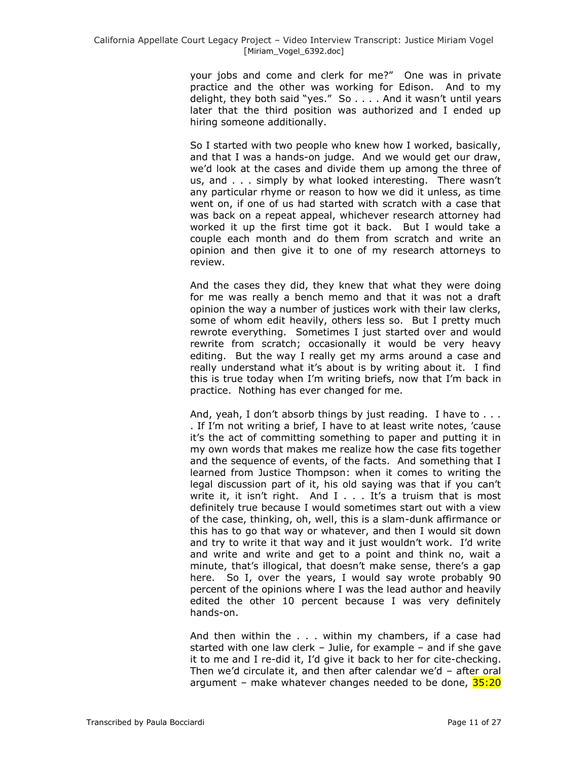your jobs and come and clerk for me?" One was in private practice and the other was working for Edison. And to my delight, they both said "yes." So . . . . And it wasn't until years later that the third position was authorized and I ended up hiring someone additionally.

So I started with two people who knew how I worked, basically, and that I was a hands-on judge. And we would get our draw, we'd look at the cases and divide them up among the three of us, and . . . simply by what looked interesting. There wasn't any particular rhyme or reason to how we did it unless, as time went on, if one of us had started with scratch with a case that was back on a repeat appeal, whichever research attorney had worked it up the first time got it back. But I would take a couple each month and do them from scratch and write an opinion and then give it to one of my research attorneys to review.

And the cases they did, they knew that what they were doing for me was really a bench memo and that it was not a draft opinion the way a number of justices work with their law clerks, some of whom edit heavily, others less so. But I pretty much rewrote everything. Sometimes I just started over and would rewrite from scratch; occasionally it would be very heavy editing. But the way I really get my arms around a case and really understand what it's about is by writing about it. I find this is true today when I'm writing briefs, now that I'm back in practice. Nothing has ever changed for me.

And, yeah, I don't absorb things by just reading. I have to . . . . If I'm not writing a brief, I have to at least write notes, 'cause it's the act of committing something to paper and putting it in my own words that makes me realize how the case fits together and the sequence of events, of the facts. And something that I learned from Justice Thompson: when it comes to writing the legal discussion part of it, his old saying was that if you can't write it, it isn't right. And I . . . It's a truism that is most definitely true because I would sometimes start out with a view of the case, thinking, oh, well, this is a slam-dunk affirmance or this has to go that way or whatever, and then I would sit down and try to write it that way and it just wouldn't work. I'd write and write and write and get to a point and think no, wait a minute, that's illogical, that doesn't make sense, there's a gap here. So I, over the years, I would say wrote probably 90 percent of the opinions where I was the lead author and heavily edited the other 10 percent because I was very definitely hands-on.

And then within the . . . within my chambers, if a case had started with one law clerk – Julie, for example – and if she gave it to me and I re-did it, I'd give it back to her for cite-checking. Then we'd circulate it, and then after calendar we'd – after oral argument – make whatever changes needed to be done, 35:20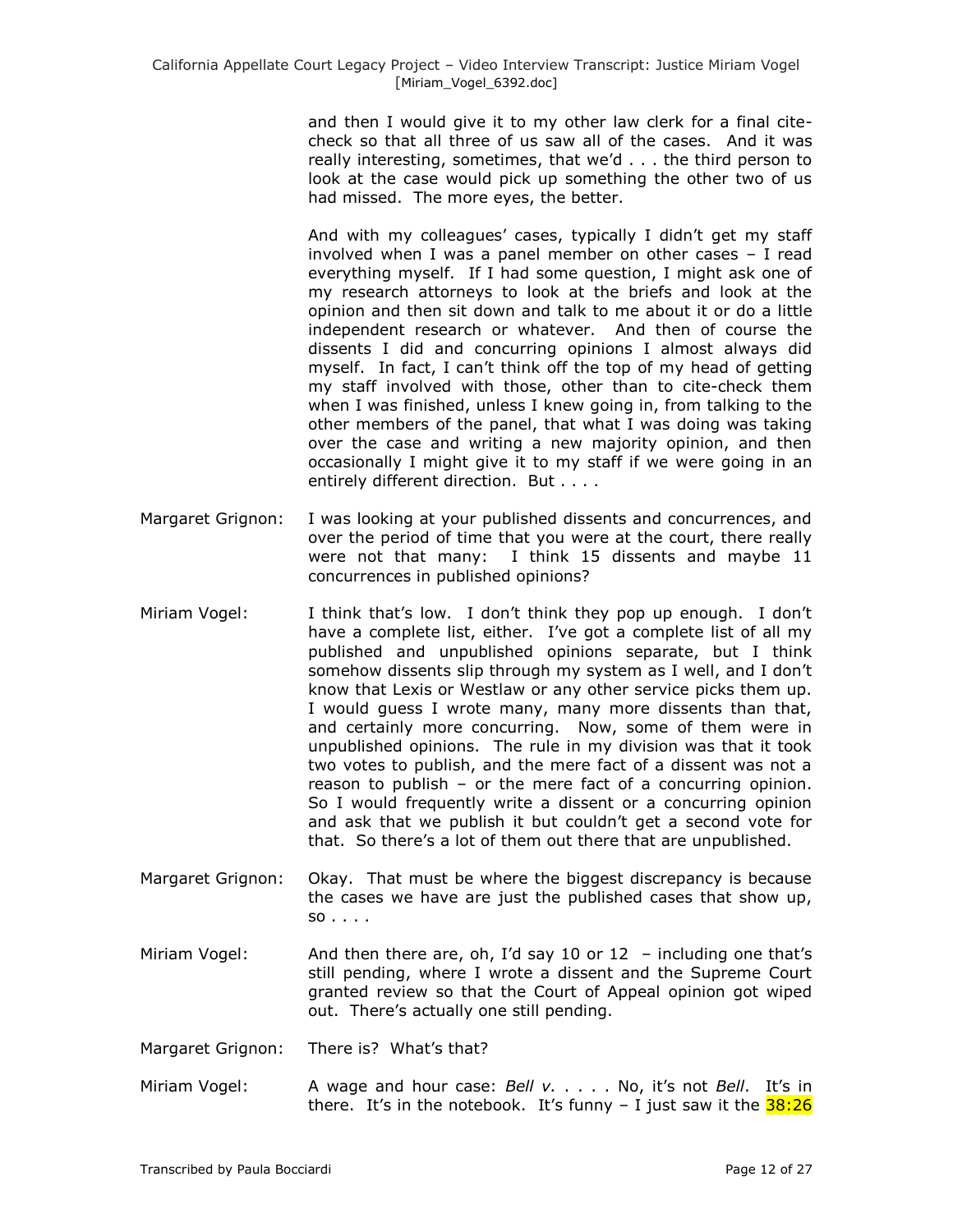and then I would give it to my other law clerk for a final cite-check so that all three of us saw all of the cases. And it was really interesting, sometimes, that we'd . . . the third person to look at the case would pick up something the other two of us had missed. The more eyes, the better.

And with my colleagues' cases, typically I didn't get my staff involved when I was a panel member on other cases – I read everything myself. If I had some question, I might ask one of my research attorneys to look at the briefs and look at the opinion and then sit down and talk to me about it or do a little independent research or whatever. And then of course the dissents I did and concurring opinions I almost always did myself. In fact, I can't think off the top of my head of getting my staff involved with those, other than to cite-check them when I was finished, unless I knew going in, from talking to the other members of the panel, that what I was doing was taking over the case and writing a new majority opinion, and then occasionally I might give it to my staff if we were going in an entirely different direction. But . . . .

Margaret Grignon: I was looking at your published dissents and concurrences, and over the period of time that you were at the court, there really were not that many: I think 15 dissents and maybe 11 concurrences in published opinions?

Miriam Vogel: I think that's low. I don't think they pop up enough. I don't have a complete list, either. I've got a complete list of all my published and unpublished opinions separate, but I think somehow dissents slip through my system as I well, and I don't know that Lexis or Westlaw or any other service picks them up. I would guess I wrote many, many more dissents than that, and certainly more concurring. Now, some of them were in unpublished opinions. The rule in my division was that it took two votes to publish, and the mere fact of a dissent was not a reason to publish – or the mere fact of a concurring opinion. So I would frequently write a dissent or a concurring opinion and ask that we publish it but couldn't get a second vote for that. So there's a lot of them out there that are unpublished.

Margaret Grignon: Okay. That must be where the biggest discrepancy is because the cases we have are just the published cases that show up, so . . . .

Miriam Vogel: And then there are, oh, I'd say 10 or 12 – including one that's still pending, where I wrote a dissent and the Supreme Court granted review so that the Court of Appeal opinion got wiped out. There's actually one still pending.

Margaret Grignon: There is? What's that?

Miriam Vogel: A wage and hour case: *Bell v.* . . . . No, it's not *Bell*. It's in there. It's in the notebook. It's funny – I just saw it the 38:26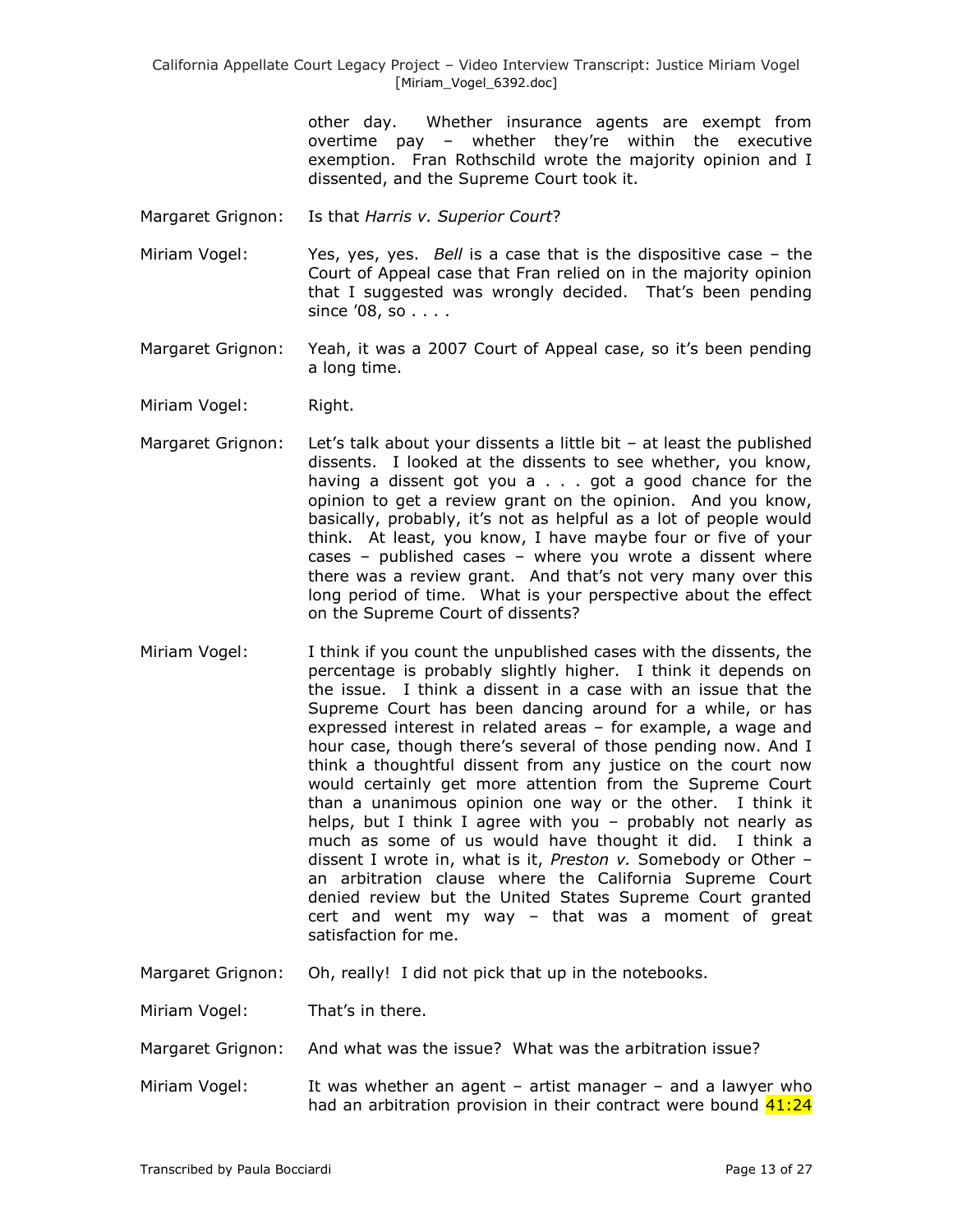other day. Whether insurance agents are exempt from overtime pay – whether they're within the executive exemption. Fran Rothschild wrote the majority opinion and I dissented, and the Supreme Court took it.

Margaret Grignon: Is that *Harris v. Superior Court*?

Miriam Vogel: Yes, yes, yes. *Bell* is a case that is the dispositive case – the Court of Appeal case that Fran relied on in the majority opinion that I suggested was wrongly decided. That's been pending since '08, so . . . .

Margaret Grignon: Yeah, it was a 2007 Court of Appeal case, so it's been pending a long time.

Miriam Vogel: Right.

Margaret Grignon: Let's talk about your dissents a little bit – at least the published dissents. I looked at the dissents to see whether, you know, having a dissent got you a . . . got a good chance for the opinion to get a review grant on the opinion. And you know, basically, probably, it's not as helpful as a lot of people would think. At least, you know, I have maybe four or five of your cases – published cases – where you wrote a dissent where there was a review grant. And that's not very many over this long period of time. What is your perspective about the effect on the Supreme Court of dissents?

Miriam Vogel: I think if you count the unpublished cases with the dissents, the percentage is probably slightly higher. I think it depends on the issue. I think a dissent in a case with an issue that the Supreme Court has been dancing around for a while, or has expressed interest in related areas – for example, a wage and hour case, though there's several of those pending now. And I think a thoughtful dissent from any justice on the court now would certainly get more attention from the Supreme Court than a unanimous opinion one way or the other. I think it helps, but I think I agree with you – probably not nearly as much as some of us would have thought it did. I think a dissent I wrote in, what is it, *Preston v.* Somebody or Other – an arbitration clause where the California Supreme Court denied review but the United States Supreme Court granted cert and went my way – that was a moment of great satisfaction for me.

Margaret Grignon: Oh, really! I did not pick that up in the notebooks.

Miriam Vogel: That's in there.

Margaret Grignon: And what was the issue? What was the arbitration issue?

Miriam Vogel: It was whether an agent – artist manager – and a lawyer who had an arbitration provision in their contract were bound 41:24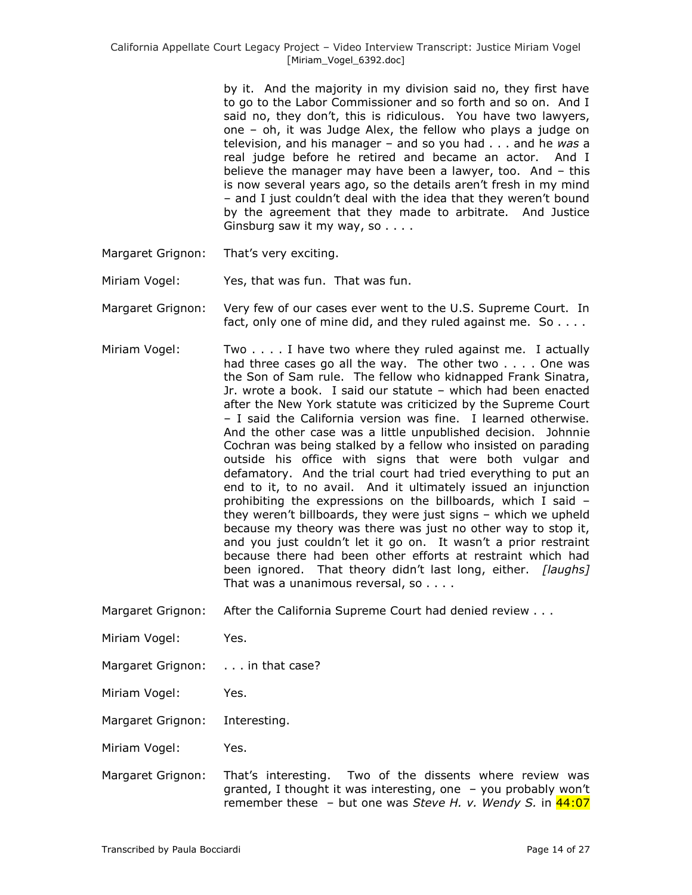by it. And the majority in my division said no, they first have to go to the Labor Commissioner and so forth and so on. And I said no, they don't, this is ridiculous. You have two lawyers, one – oh, it was Judge Alex, the fellow who plays a judge on television, and his manager – and so you had . . . and he *was* a real judge before he retired and became an actor. And I believe the manager may have been a lawyer, too. And – this is now several years ago, so the details aren't fresh in my mind – and I just couldn't deal with the idea that they weren't bound by the agreement that they made to arbitrate. And Justice Ginsburg saw it my way, so . . . .

Margaret Grignon: That's very exciting.

Miriam Vogel: Yes, that was fun. That was fun.

Margaret Grignon: Very few of our cases ever went to the U.S. Supreme Court. In fact, only one of mine did, and they ruled against me. So . . . .

Miriam Vogel: Two . . . . I have two where they ruled against me. I actually had three cases go all the way. The other two . . . . One was the Son of Sam rule. The fellow who kidnapped Frank Sinatra, Jr. wrote a book. I said our statute – which had been enacted after the New York statute was criticized by the Supreme Court – I said the California version was fine. I learned otherwise. And the other case was a little unpublished decision. Johnnie Cochran was being stalked by a fellow who insisted on parading outside his office with signs that were both vulgar and defamatory. And the trial court had tried everything to put an end to it, to no avail. And it ultimately issued an injunction prohibiting the expressions on the billboards, which I said – they weren't billboards, they were just signs – which we upheld because my theory was there was just no other way to stop it, and you just couldn't let it go on. It wasn't a prior restraint because there had been other efforts at restraint which had been ignored. That theory didn't last long, either. *[laughs]* That was a unanimous reversal, so . . . .

Margaret Grignon: After the California Supreme Court had denied review . . .

Miriam Vogel: Yes.

Margaret Grignon: . . . in that case?

Miriam Vogel: Yes.

Margaret Grignon: Interesting.

Miriam Vogel: Yes.

Margaret Grignon: That's interesting. Two of the dissents where review was granted, I thought it was interesting, one – you probably won't remember these – but one was *Steve H. v. Wendy S.* in 44:07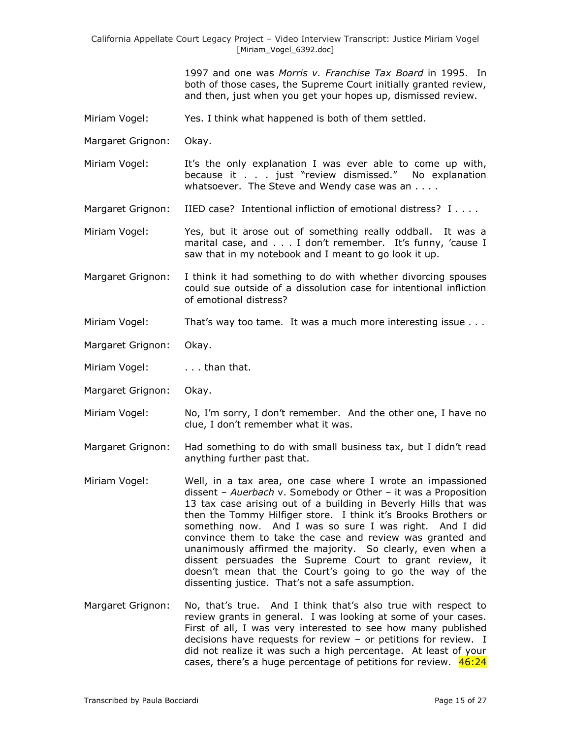1997 and one was *Morris v. Franchise Tax Board* in 1995. In both of those cases, the Supreme Court initially granted review, and then, just when you get your hopes up, dismissed review.

Miriam Vogel: Yes. I think what happened is both of them settled.

Margaret Grignon: Okay.

Miriam Vogel: It's the only explanation I was ever able to come up with, because it . . . just "review dismissed." No explanation whatsoever. The Steve and Wendy case was an . . . .

Margaret Grignon: IIED case? Intentional infliction of emotional distress? I . . . .

Miriam Vogel: Yes, but it arose out of something really oddball. It was a marital case, and . . . I don't remember. It's funny, 'cause I saw that in my notebook and I meant to go look it up.

Margaret Grignon: I think it had something to do with whether divorcing spouses could sue outside of a dissolution case for intentional infliction of emotional distress?

Miriam Vogel: That's way too tame. It was a much more interesting issue . . .

Margaret Grignon: Okay.

Miriam Vogel: . . . than that.

Margaret Grignon: Okay.

Miriam Vogel: No, I'm sorry, I don't remember. And the other one, I have no clue, I don't remember what it was.

Margaret Grignon: Had something to do with small business tax, but I didn't read anything further past that.

Miriam Vogel: Well, in a tax area, one case where I wrote an impassioned dissent – *Auerbach* v. Somebody or Other – it was a Proposition 13 tax case arising out of a building in Beverly Hills that was then the Tommy Hilfiger store. I think it's Brooks Brothers or something now. And I was so sure I was right. And I did convince them to take the case and review was granted and unanimously affirmed the majority. So clearly, even when a dissent persuades the Supreme Court to grant review, it doesn't mean that the Court's going to go the way of the dissenting justice. That's not a safe assumption.

Margaret Grignon: No, that's true. And I think that's also true with respect to review grants in general. I was looking at some of your cases. First of all, I was very interested to see how many published decisions have requests for review – or petitions for review. I did not realize it was such a high percentage. At least of your cases, there's a huge percentage of petitions for review. 46:24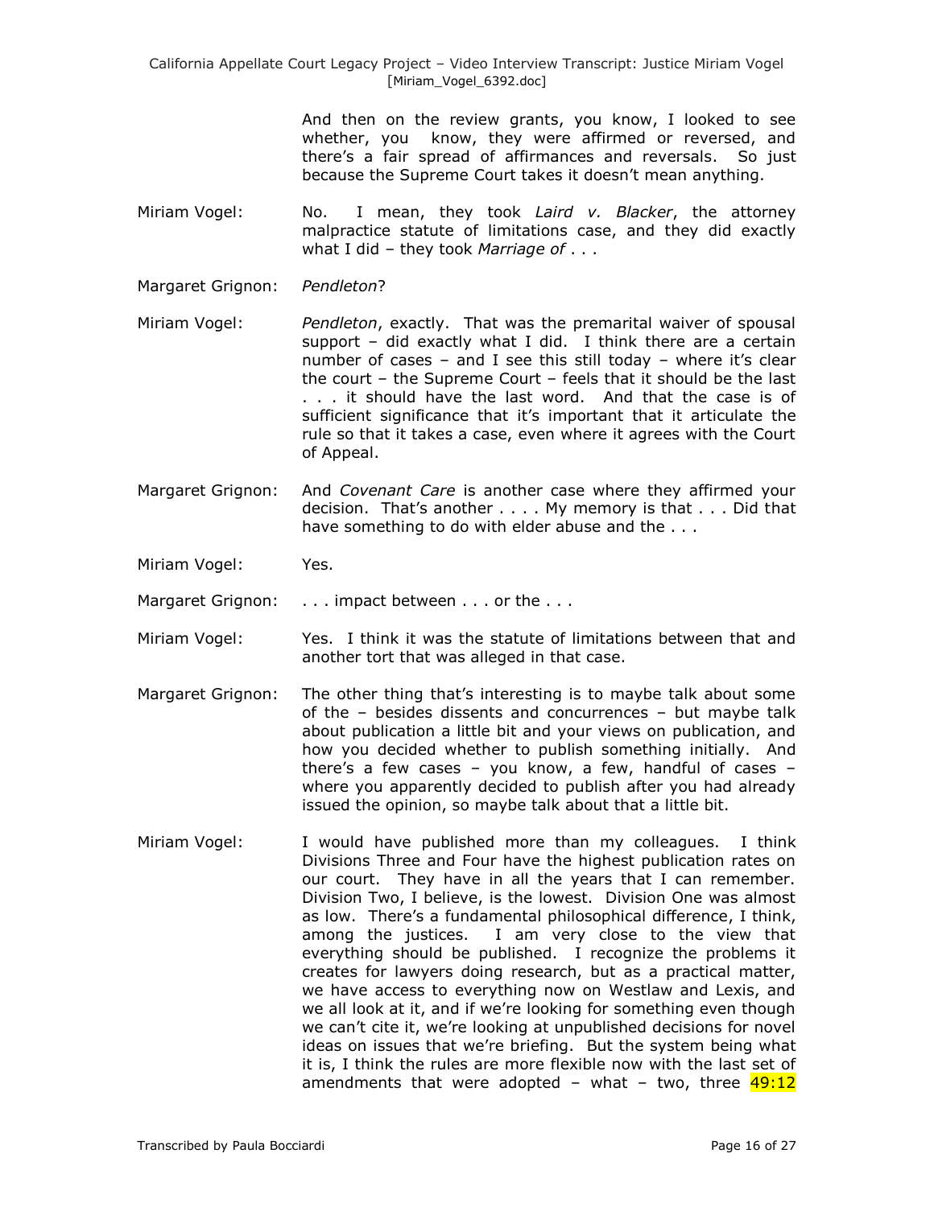And then on the review grants, you know, I looked to see whether, you know, they were affirmed or reversed, and there's a fair spread of affirmances and reversals. So just because the Supreme Court takes it doesn't mean anything.

Miriam Vogel: No. I mean, they took *Laird v. Blacker*, the attorney malpractice statute of limitations case, and they did exactly what I did – they took *Marriage of* . . .

Margaret Grignon: *Pendleton*?

Miriam Vogel: *Pendleton*, exactly. That was the premarital waiver of spousal support – did exactly what I did. I think there are a certain number of cases – and I see this still today – where it's clear the court – the Supreme Court – feels that it should be the last . . . it should have the last word. And that the case is of sufficient significance that it's important that it articulate the rule so that it takes a case, even where it agrees with the Court of Appeal.

Margaret Grignon: And *Covenant Care* is another case where they affirmed your decision. That's another . . . . My memory is that . . . Did that have something to do with elder abuse and the . . .

Miriam Vogel: Yes.

Margaret Grignon: . . . impact between . . . or the . . .

Miriam Vogel: Yes. I think it was the statute of limitations between that and another tort that was alleged in that case.

Margaret Grignon: The other thing that's interesting is to maybe talk about some of the – besides dissents and concurrences – but maybe talk about publication a little bit and your views on publication, and how you decided whether to publish something initially. And there's a few cases – you know, a few, handful of cases – where you apparently decided to publish after you had already issued the opinion, so maybe talk about that a little bit.

Miriam Vogel: I would have published more than my colleagues. I think Divisions Three and Four have the highest publication rates on our court. They have in all the years that I can remember. Division Two, I believe, is the lowest. Division One was almost as low. There's a fundamental philosophical difference, I think, among the justices. I am very close to the view that everything should be published. I recognize the problems it creates for lawyers doing research, but as a practical matter, we have access to everything now on Westlaw and Lexis, and we all look at it, and if we're looking for something even though we can't cite it, we're looking at unpublished decisions for novel ideas on issues that we're briefing. But the system being what it is, I think the rules are more flexible now with the last set of amendments that were adopted – what – two, three 49:12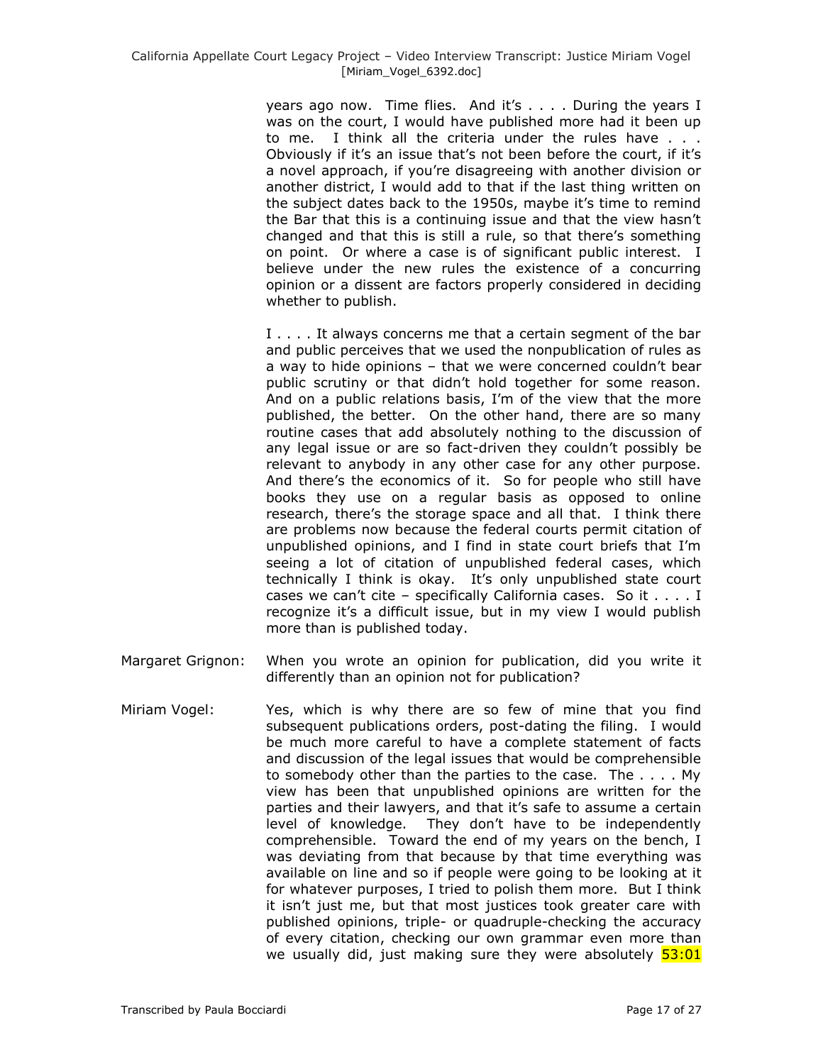years ago now. Time flies. And it's . . . . During the years I was on the court, I would have published more had it been up to me. I think all the criteria under the rules have . . . Obviously if it's an issue that's not been before the court, if it's a novel approach, if you're disagreeing with another division or another district, I would add to that if the last thing written on the subject dates back to the 1950s, maybe it's time to remind the Bar that this is a continuing issue and that the view hasn't changed and that this is still a rule, so that there's something on point. Or where a case is of significant public interest. I believe under the new rules the existence of a concurring opinion or a dissent are factors properly considered in deciding whether to publish.

I . . . . It always concerns me that a certain segment of the bar and public perceives that we used the nonpublication of rules as a way to hide opinions – that we were concerned couldn't bear public scrutiny or that didn't hold together for some reason. And on a public relations basis, I'm of the view that the more published, the better. On the other hand, there are so many routine cases that add absolutely nothing to the discussion of any legal issue or are so fact-driven they couldn't possibly be relevant to anybody in any other case for any other purpose. And there's the economics of it. So for people who still have books they use on a regular basis as opposed to online research, there's the storage space and all that. I think there are problems now because the federal courts permit citation of unpublished opinions, and I find in state court briefs that I'm seeing a lot of citation of unpublished federal cases, which technically I think is okay. It's only unpublished state court cases we can't cite – specifically California cases. So it . . . . I recognize it's a difficult issue, but in my view I would publish more than is published today.

Margaret Grignon: When you wrote an opinion for publication, did you write it differently than an opinion not for publication?

Miriam Vogel: Yes, which is why there are so few of mine that you find subsequent publications orders, post-dating the filing. I would be much more careful to have a complete statement of facts and discussion of the legal issues that would be comprehensible to somebody other than the parties to the case. The . . . . My view has been that unpublished opinions are written for the parties and their lawyers, and that it's safe to assume a certain level of knowledge. They don't have to be independently comprehensible. Toward the end of my years on the bench, I was deviating from that because by that time everything was available on line and so if people were going to be looking at it for whatever purposes, I tried to polish them more. But I think it isn't just me, but that most justices took greater care with published opinions, triple- or quadruple-checking the accuracy of every citation, checking our own grammar even more than we usually did, just making sure they were absolutely 53:01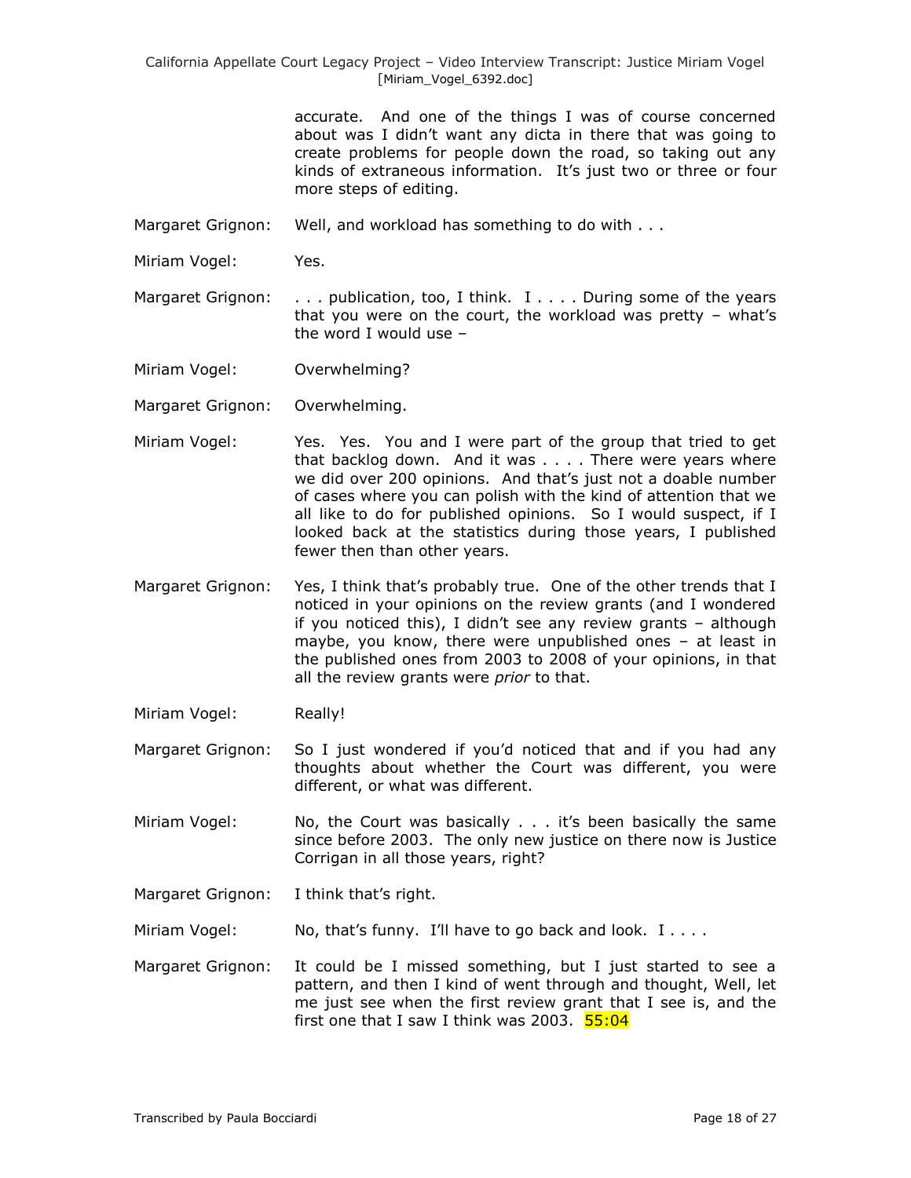accurate. And one of the things I was of course concerned about was I didn't want any dicta in there that was going to create problems for people down the road, so taking out any kinds of extraneous information. It's just two or three or four more steps of editing.

Margaret Grignon: Well, and workload has something to do with . . .

Miriam Vogel: Yes.

Margaret Grignon: . . . publication, too, I think. I . . . . During some of the years that you were on the court, the workload was pretty – what's the word I would use –

Miriam Vogel: Overwhelming?

Margaret Grignon: Overwhelming.

Miriam Vogel: Yes. Yes. You and I were part of the group that tried to get that backlog down. And it was . . . . There were years where we did over 200 opinions. And that's just not a doable number of cases where you can polish with the kind of attention that we all like to do for published opinions. So I would suspect, if I looked back at the statistics during those years, I published fewer then than other years.

Margaret Grignon: Yes, I think that's probably true. One of the other trends that I noticed in your opinions on the review grants (and I wondered if you noticed this), I didn't see any review grants – although maybe, you know, there were unpublished ones – at least in the published ones from 2003 to 2008 of your opinions, in that all the review grants were *prior* to that.

Miriam Vogel: Really!

Margaret Grignon: So I just wondered if you'd noticed that and if you had any thoughts about whether the Court was different, you were different, or what was different.

Miriam Vogel: No, the Court was basically . . . it's been basically the same since before 2003. The only new justice on there now is Justice Corrigan in all those years, right?

Margaret Grignon: I think that's right.

Miriam Vogel: No, that's funny. I'll have to go back and look. I . . . .

Margaret Grignon: It could be I missed something, but I just started to see a pattern, and then I kind of went through and thought, Well, let me just see when the first review grant that I see is, and the first one that I saw I think was 2003. 55:04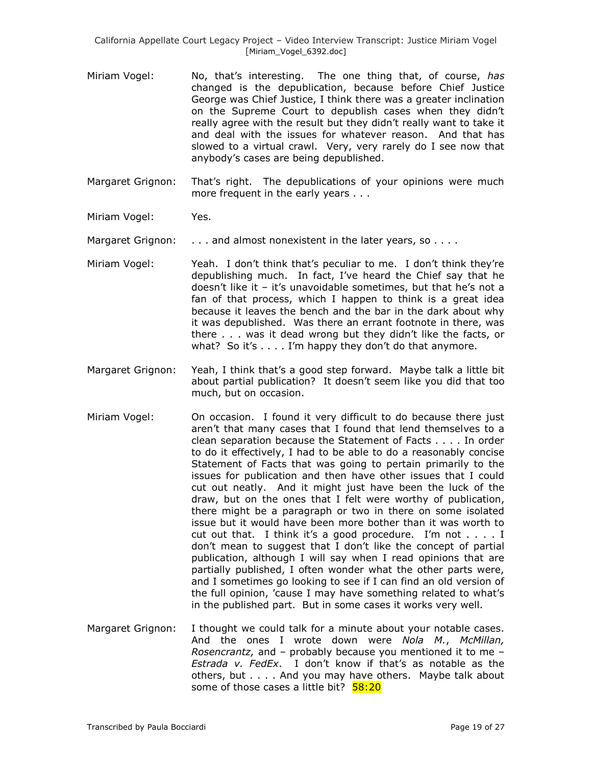Miriam Vogel: No, that's interesting. The one thing that, of course, *has* changed is the depublication, because before Chief Justice George was Chief Justice, I think there was a greater inclination on the Supreme Court to depublish cases when they didn't really agree with the result but they didn't really want to take it and deal with the issues for whatever reason. And that has slowed to a virtual crawl. Very, very rarely do I see now that anybody's cases are being depublished.

Margaret Grignon: That's right. The depublications of your opinions were much more frequent in the early years . . .

Miriam Vogel: Yes.

Margaret Grignon: . . . and almost nonexistent in the later years, so . . . .

Miriam Vogel: Yeah. I don't think that's peculiar to me. I don't think they're depublishing much. In fact, I've heard the Chief say that he doesn't like it – it's unavoidable sometimes, but that he's not a fan of that process, which I happen to think is a great idea because it leaves the bench and the bar in the dark about why it was depublished. Was there an errant footnote in there, was there . . . was it dead wrong but they didn't like the facts, or what? So it's . . . . I'm happy they don't do that anymore.

Margaret Grignon: Yeah, I think that's a good step forward. Maybe talk a little bit about partial publication? It doesn't seem like you did that too much, but on occasion.

Miriam Vogel: On occasion. I found it very difficult to do because there just aren't that many cases that I found that lend themselves to a clean separation because the Statement of Facts . . . . In order to do it effectively, I had to be able to do a reasonably concise Statement of Facts that was going to pertain primarily to the issues for publication and then have other issues that I could cut out neatly. And it might just have been the luck of the draw, but on the ones that I felt were worthy of publication, there might be a paragraph or two in there on some isolated issue but it would have been more bother than it was worth to cut out that. I think it's a good procedure. I'm not . . . . I don't mean to suggest that I don't like the concept of partial publication, although I will say when I read opinions that are partially published, I often wonder what the other parts were, and I sometimes go looking to see if I can find an old version of the full opinion, 'cause I may have something related to what's in the published part. But in some cases it works very well.

Margaret Grignon: I thought we could talk for a minute about your notable cases. And the ones I wrote down were *Nola M.*, *McMillan, Rosencrantz,* and – probably because you mentioned it to me – *Estrada v. FedEx*. I don't know if that's as notable as the others, but . . . . And you may have others. Maybe talk about some of those cases a little bit? 58:20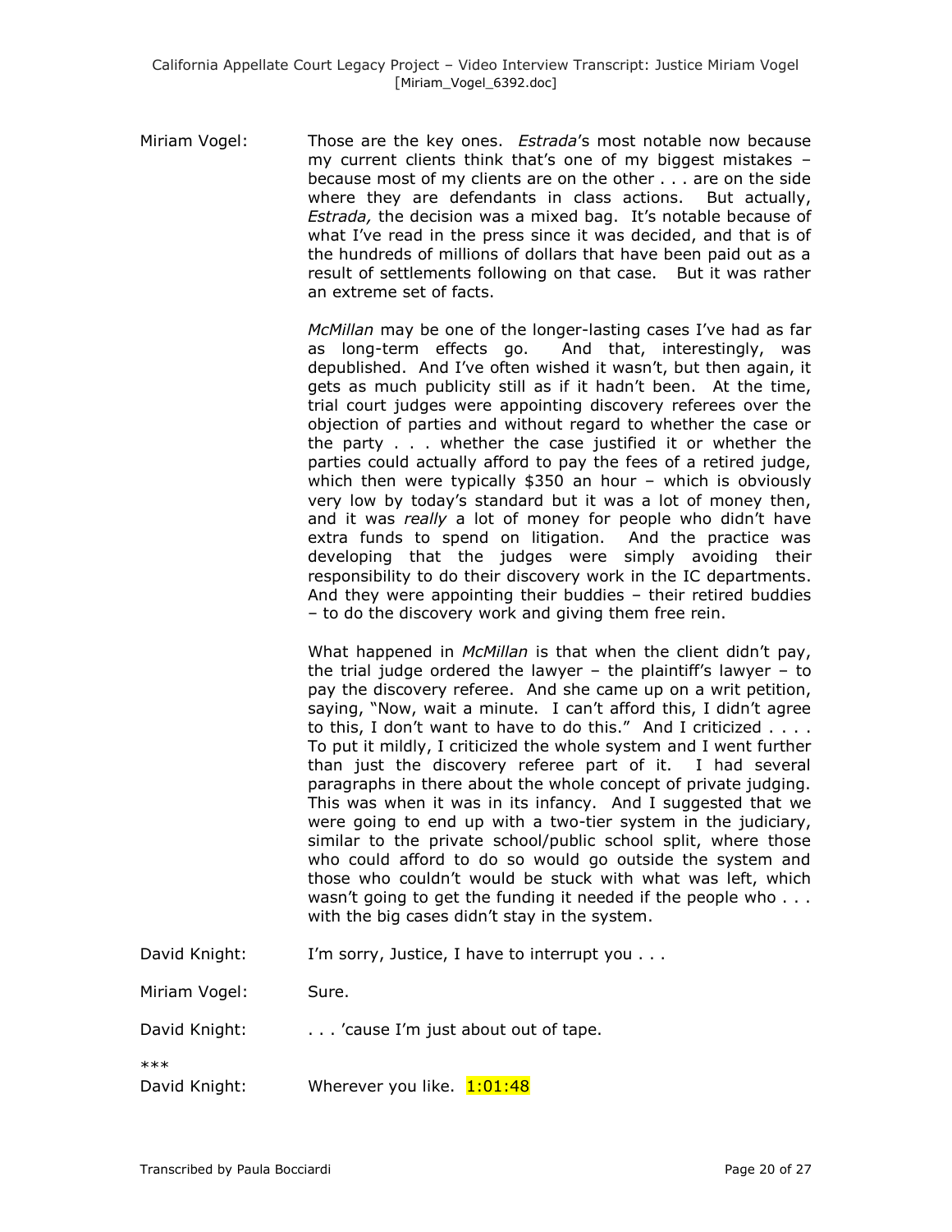Miriam Vogel: Those are the key ones. *Estrada*'s most notable now because my current clients think that's one of my biggest mistakes – because most of my clients are on the other . . . are on the side where they are defendants in class actions. But actually, *Estrada,* the decision was a mixed bag. It's notable because of what I've read in the press since it was decided, and that is of the hundreds of millions of dollars that have been paid out as a result of settlements following on that case. But it was rather an extreme set of facts.

*McMillan* may be one of the longer-lasting cases I've had as far as long-term effects go. And that, interestingly, was depublished. And I've often wished it wasn't, but then again, it gets as much publicity still as if it hadn't been. At the time, trial court judges were appointing discovery referees over the objection of parties and without regard to whether the case or the party . . . whether the case justified it or whether the parties could actually afford to pay the fees of a retired judge, which then were typically $350 an hour – which is obviously very low by today's standard but it was a lot of money then, and it was *really* a lot of money for people who didn't have extra funds to spend on litigation. And the practice was developing that the judges were simply avoiding their responsibility to do their discovery work in the IC departments. And they were appointing their buddies – their retired buddies – to do the discovery work and giving them free rein.

What happened in *McMillan* is that when the client didn't pay, the trial judge ordered the lawyer – the plaintiff's lawyer – to pay the discovery referee. And she came up on a writ petition, saying, "Now, wait a minute. I can't afford this, I didn't agree to this, I don't want to have to do this." And I criticized . . . . To put it mildly, I criticized the whole system and I went further than just the discovery referee part of it. I had several paragraphs in there about the whole concept of private judging. This was when it was in its infancy. And I suggested that we were going to end up with a two-tier system in the judiciary, similar to the private school/public school split, where those who could afford to do so would go outside the system and those who couldn't would be stuck with what was left, which wasn't going to get the funding it needed if the people who . . . with the big cases didn't stay in the system.

David Knight: I'm sorry, Justice, I have to interrupt you . . .

Miriam Vogel: Sure.

David Knight: . . . 'cause I'm just about out of tape.

***

David Knight: Wherever you like. 1:01:48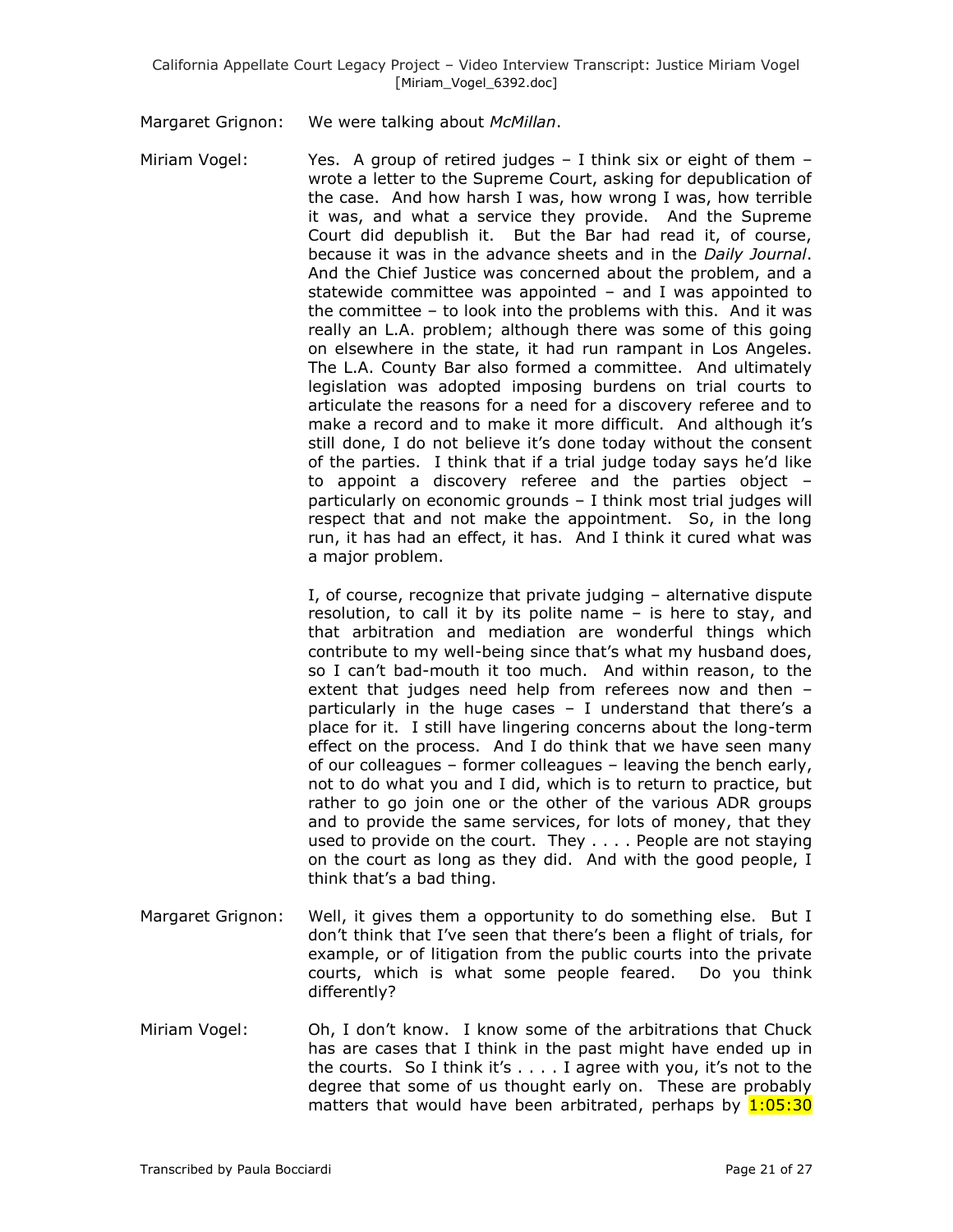Margaret Grignon: We were talking about *McMillan*.

Miriam Vogel: Yes. A group of retired judges – I think six or eight of them – wrote a letter to the Supreme Court, asking for depublication of the case. And how harsh I was, how wrong I was, how terrible it was, and what a service they provide. And the Supreme Court did depublish it. But the Bar had read it, of course, because it was in the advance sheets and in the *Daily Journal*. And the Chief Justice was concerned about the problem, and a statewide committee was appointed – and I was appointed to the committee – to look into the problems with this. And it was really an L.A. problem; although there was some of this going on elsewhere in the state, it had run rampant in Los Angeles. The L.A. County Bar also formed a committee. And ultimately legislation was adopted imposing burdens on trial courts to articulate the reasons for a need for a discovery referee and to make a record and to make it more difficult. And although it's still done, I do not believe it's done today without the consent of the parties. I think that if a trial judge today says he'd like to appoint a discovery referee and the parties object – particularly on economic grounds – I think most trial judges will respect that and not make the appointment. So, in the long run, it has had an effect, it has. And I think it cured what was a major problem.

I, of course, recognize that private judging – alternative dispute resolution, to call it by its polite name – is here to stay, and that arbitration and mediation are wonderful things which contribute to my well-being since that's what my husband does, so I can't bad-mouth it too much. And within reason, to the extent that judges need help from referees now and then – particularly in the huge cases – I understand that there's a place for it. I still have lingering concerns about the long-term effect on the process. And I do think that we have seen many of our colleagues – former colleagues – leaving the bench early, not to do what you and I did, which is to return to practice, but rather to go join one or the other of the various ADR groups and to provide the same services, for lots of money, that they used to provide on the court. They . . . . People are not staying on the court as long as they did. And with the good people, I think that's a bad thing.

Margaret Grignon: Well, it gives them a opportunity to do something else. But I don't think that I've seen that there's been a flight of trials, for example, or of litigation from the public courts into the private courts, which is what some people feared. Do you think differently?

Miriam Vogel: Oh, I don't know. I know some of the arbitrations that Chuck has are cases that I think in the past might have ended up in the courts. So I think it's . . . . I agree with you, it's not to the degree that some of us thought early on. These are probably matters that would have been arbitrated, perhaps by 1:05:30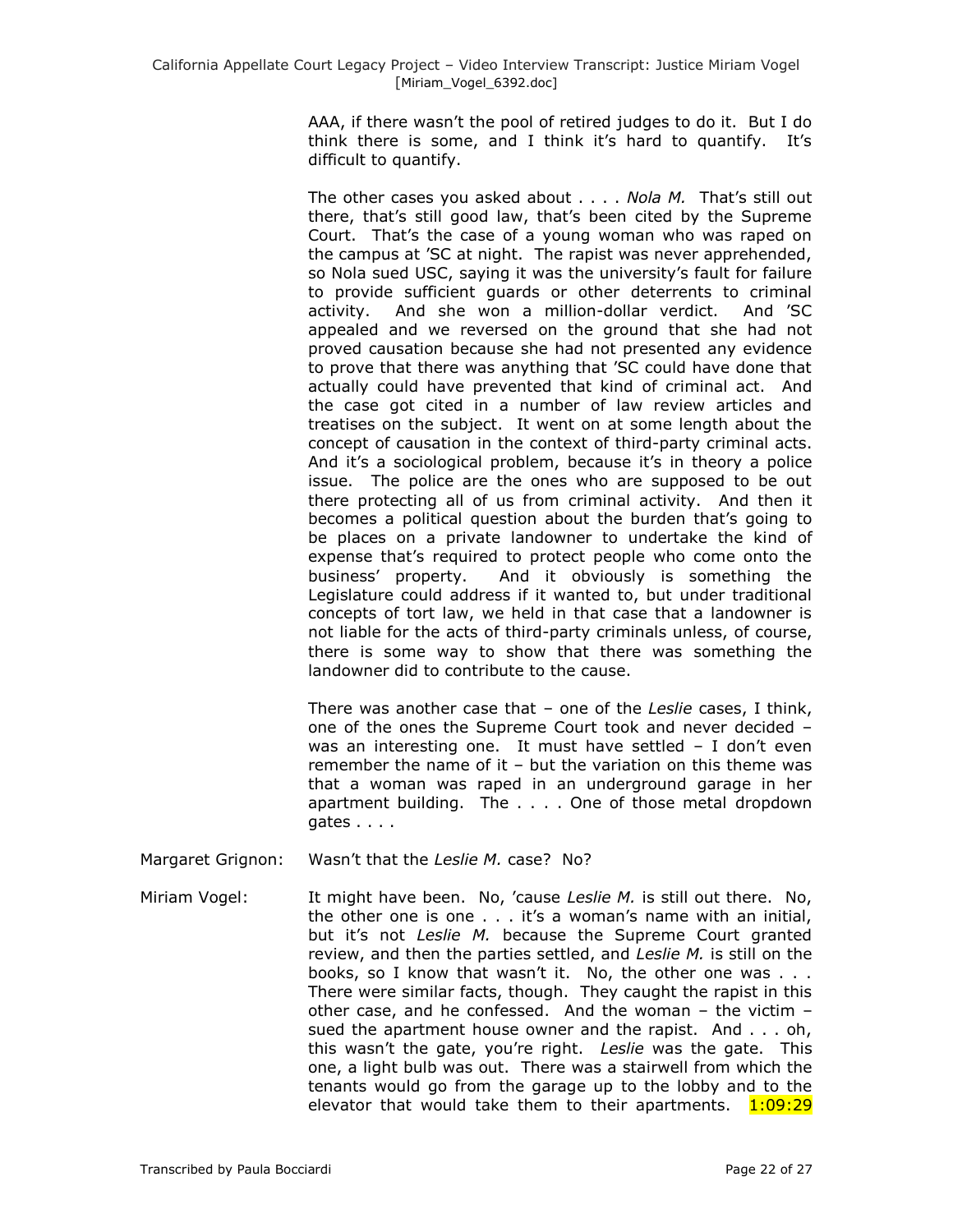AAA, if there wasn't the pool of retired judges to do it. But I do think there is some, and I think it's hard to quantify. It's difficult to quantify.

The other cases you asked about . . . . *Nola M.* That's still out there, that's still good law, that's been cited by the Supreme Court. That's the case of a young woman who was raped on the campus at 'SC at night. The rapist was never apprehended, so Nola sued USC, saying it was the university's fault for failure to provide sufficient guards or other deterrents to criminal activity. And she won a million-dollar verdict. And 'SC appealed and we reversed on the ground that she had not proved causation because she had not presented any evidence to prove that there was anything that 'SC could have done that actually could have prevented that kind of criminal act. And the case got cited in a number of law review articles and treatises on the subject. It went on at some length about the concept of causation in the context of third-party criminal acts. And it's a sociological problem, because it's in theory a police issue. The police are the ones who are supposed to be out there protecting all of us from criminal activity. And then it becomes a political question about the burden that's going to be places on a private landowner to undertake the kind of expense that's required to protect people who come onto the business' property. And it obviously is something the Legislature could address if it wanted to, but under traditional concepts of tort law, we held in that case that a landowner is not liable for the acts of third-party criminals unless, of course, there is some way to show that there was something the landowner did to contribute to the cause.

There was another case that – one of the *Leslie* cases, I think, one of the ones the Supreme Court took and never decided – was an interesting one. It must have settled – I don't even remember the name of it – but the variation on this theme was that a woman was raped in an underground garage in her apartment building. The . . . . One of those metal dropdown gates . . . .

Margaret Grignon: Wasn't that the *Leslie M.* case? No?

Miriam Vogel: It might have been. No, 'cause *Leslie M.* is still out there. No, the other one is one . . . it's a woman's name with an initial, but it's not *Leslie M.* because the Supreme Court granted review, and then the parties settled, and *Leslie M.* is still on the books, so I know that wasn't it. No, the other one was . . . There were similar facts, though. They caught the rapist in this other case, and he confessed. And the woman – the victim – sued the apartment house owner and the rapist. And . . . oh, this wasn't the gate, you're right. *Leslie* was the gate. This one, a light bulb was out. There was a stairwell from which the tenants would go from the garage up to the lobby and to the elevator that would take them to their apartments. 1:09:29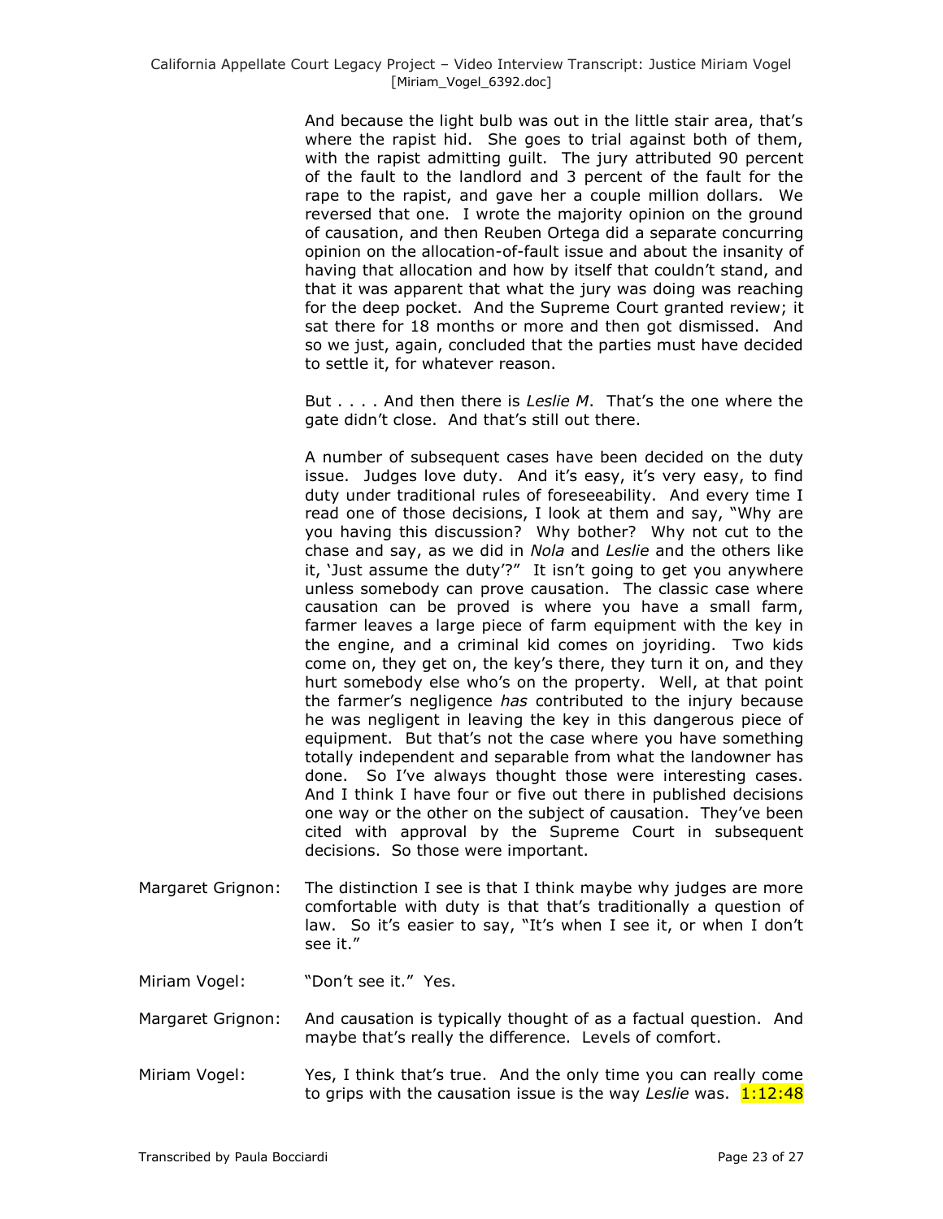And because the light bulb was out in the little stair area, that's where the rapist hid. She goes to trial against both of them, with the rapist admitting guilt. The jury attributed 90 percent of the fault to the landlord and 3 percent of the fault for the rape to the rapist, and gave her a couple million dollars. We reversed that one. I wrote the majority opinion on the ground of causation, and then Reuben Ortega did a separate concurring opinion on the allocation-of-fault issue and about the insanity of having that allocation and how by itself that couldn't stand, and that it was apparent that what the jury was doing was reaching for the deep pocket. And the Supreme Court granted review; it sat there for 18 months or more and then got dismissed. And so we just, again, concluded that the parties must have decided to settle it, for whatever reason.

But . . . . And then there is *Leslie M*. That's the one where the gate didn't close. And that's still out there.

A number of subsequent cases have been decided on the duty issue. Judges love duty. And it's easy, it's very easy, to find duty under traditional rules of foreseeability. And every time I read one of those decisions, I look at them and say, "Why are you having this discussion? Why bother? Why not cut to the chase and say, as we did in *Nola* and *Leslie* and the others like it, 'Just assume the duty'?" It isn't going to get you anywhere unless somebody can prove causation. The classic case where causation can be proved is where you have a small farm, farmer leaves a large piece of farm equipment with the key in the engine, and a criminal kid comes on joyriding. Two kids come on, they get on, the key's there, they turn it on, and they hurt somebody else who's on the property. Well, at that point the farmer's negligence *has* contributed to the injury because he was negligent in leaving the key in this dangerous piece of equipment. But that's not the case where you have something totally independent and separable from what the landowner has done. So I've always thought those were interesting cases. And I think I have four or five out there in published decisions one way or the other on the subject of causation. They've been cited with approval by the Supreme Court in subsequent decisions. So those were important.

Margaret Grignon: The distinction I see is that I think maybe why judges are more comfortable with duty is that that's traditionally a question of law. So it's easier to say, "It's when I see it, or when I don't see it."

Miriam Vogel: "Don't see it." Yes.

Margaret Grignon: And causation is typically thought of as a factual question. And maybe that's really the difference. Levels of comfort.

Miriam Vogel: Yes, I think that's true. And the only time you can really come to grips with the causation issue is the way *Leslie* was. 1:12:48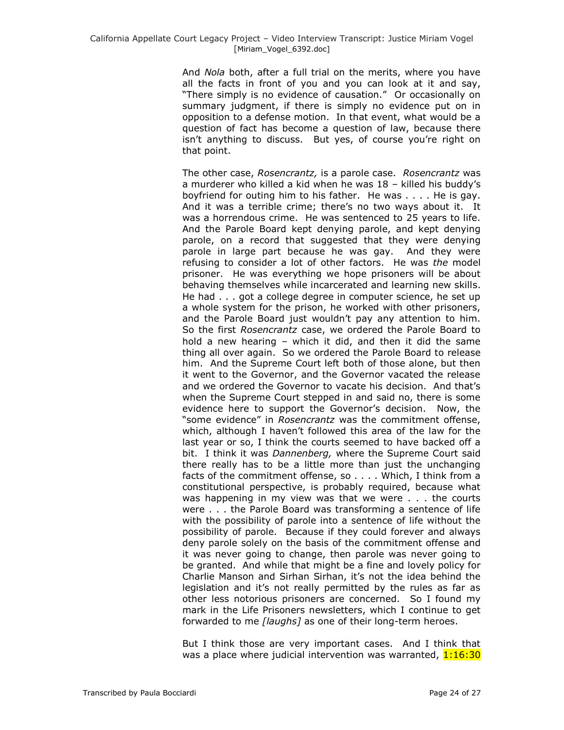And *Nola* both, after a full trial on the merits, where you have all the facts in front of you and you can look at it and say, "There simply is no evidence of causation." Or occasionally on summary judgment, if there is simply no evidence put on in opposition to a defense motion. In that event, what would be a question of fact has become a question of law, because there isn't anything to discuss. But yes, of course you're right on that point.

The other case, *Rosencrantz,* is a parole case. *Rosencrantz* was a murderer who killed a kid when he was 18 – killed his buddy's boyfriend for outing him to his father. He was . . . . He is gay. And it was a terrible crime; there's no two ways about it. It was a horrendous crime. He was sentenced to 25 years to life. And the Parole Board kept denying parole, and kept denying parole, on a record that suggested that they were denying parole in large part because he was gay. And they were refusing to consider a lot of other factors. He was *the* model prisoner. He was everything we hope prisoners will be about behaving themselves while incarcerated and learning new skills. He had . . . got a college degree in computer science, he set up a whole system for the prison, he worked with other prisoners, and the Parole Board just wouldn't pay any attention to him. So the first *Rosencrantz* case, we ordered the Parole Board to hold a new hearing – which it did, and then it did the same thing all over again. So we ordered the Parole Board to release him. And the Supreme Court left both of those alone, but then it went to the Governor, and the Governor vacated the release and we ordered the Governor to vacate his decision. And that's when the Supreme Court stepped in and said no, there is some evidence here to support the Governor's decision. Now, the "some evidence" in *Rosencrantz* was the commitment offense, which, although I haven't followed this area of the law for the last year or so, I think the courts seemed to have backed off a bit. I think it was *Dannenberg,* where the Supreme Court said there really has to be a little more than just the unchanging facts of the commitment offense, so . . . . Which, I think from a constitutional perspective, is probably required, because what was happening in my view was that we were . . . the courts were . . . the Parole Board was transforming a sentence of life with the possibility of parole into a sentence of life without the possibility of parole. Because if they could forever and always deny parole solely on the basis of the commitment offense and it was never going to change, then parole was never going to be granted. And while that might be a fine and lovely policy for Charlie Manson and Sirhan Sirhan, it's not the idea behind the legislation and it's not really permitted by the rules as far as other less notorious prisoners are concerned. So I found my mark in the Life Prisoners newsletters, which I continue to get forwarded to me *[laughs]* as one of their long-term heroes.

But I think those are very important cases. And I think that was a place where judicial intervention was warranted, 1:16:30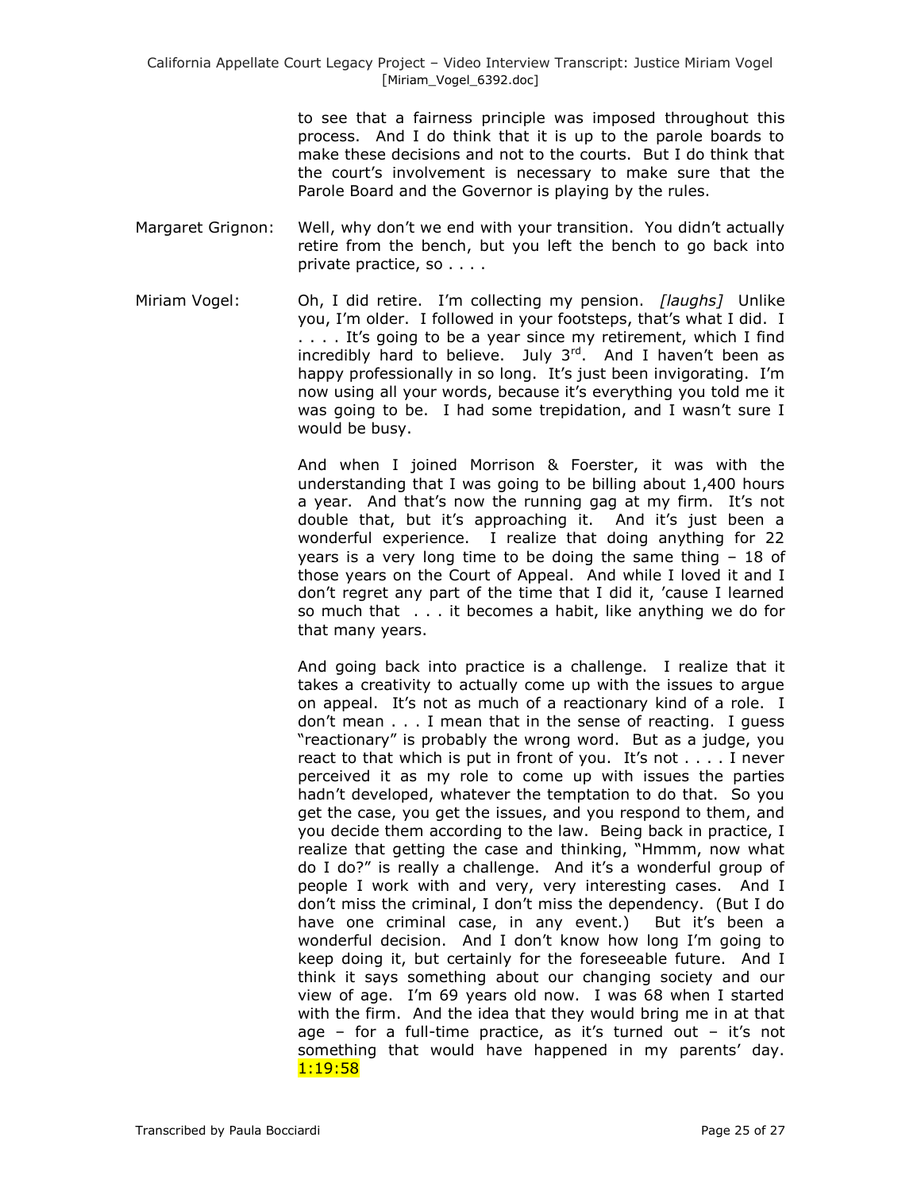to see that a fairness principle was imposed throughout this process. And I do think that it is up to the parole boards to make these decisions and not to the courts. But I do think that the court's involvement is necessary to make sure that the Parole Board and the Governor is playing by the rules.

Margaret Grignon: Well, why don't we end with your transition. You didn't actually retire from the bench, but you left the bench to go back into private practice, so . . . .

Miriam Vogel: Oh, I did retire. I'm collecting my pension. *[laughs]* Unlike you, I'm older. I followed in your footsteps, that's what I did. I . . . . It's going to be a year since my retirement, which I find incredibly hard to believe. July 3rd. And I haven't been as happy professionally in so long. It's just been invigorating. I'm now using all your words, because it's everything you told me it was going to be. I had some trepidation, and I wasn't sure I would be busy.

And when I joined Morrison & Foerster, it was with the understanding that I was going to be billing about 1,400 hours a year. And that's now the running gag at my firm. It's not double that, but it's approaching it. And it's just been a wonderful experience. I realize that doing anything for 22 years is a very long time to be doing the same thing – 18 of those years on the Court of Appeal. And while I loved it and I don't regret any part of the time that I did it, 'cause I learned so much that . . . it becomes a habit, like anything we do for that many years.

And going back into practice is a challenge. I realize that it takes a creativity to actually come up with the issues to argue on appeal. It's not as much of a reactionary kind of a role. I don't mean . . . I mean that in the sense of reacting. I guess "reactionary" is probably the wrong word. But as a judge, you react to that which is put in front of you. It's not . . . . I never perceived it as my role to come up with issues the parties hadn't developed, whatever the temptation to do that. So you get the case, you get the issues, and you respond to them, and you decide them according to the law. Being back in practice, I realize that getting the case and thinking, "Hmmm, now what do I do?" is really a challenge. And it's a wonderful group of people I work with and very, very interesting cases. And I don't miss the criminal, I don't miss the dependency. (But I do have one criminal case, in any event.) But it's been a wonderful decision. And I don't know how long I'm going to keep doing it, but certainly for the foreseeable future. And I think it says something about our changing society and our view of age. I'm 69 years old now. I was 68 when I started with the firm. And the idea that they would bring me in at that age – for a full-time practice, as it's turned out – it's not something that would have happened in my parents' day. 1:19:58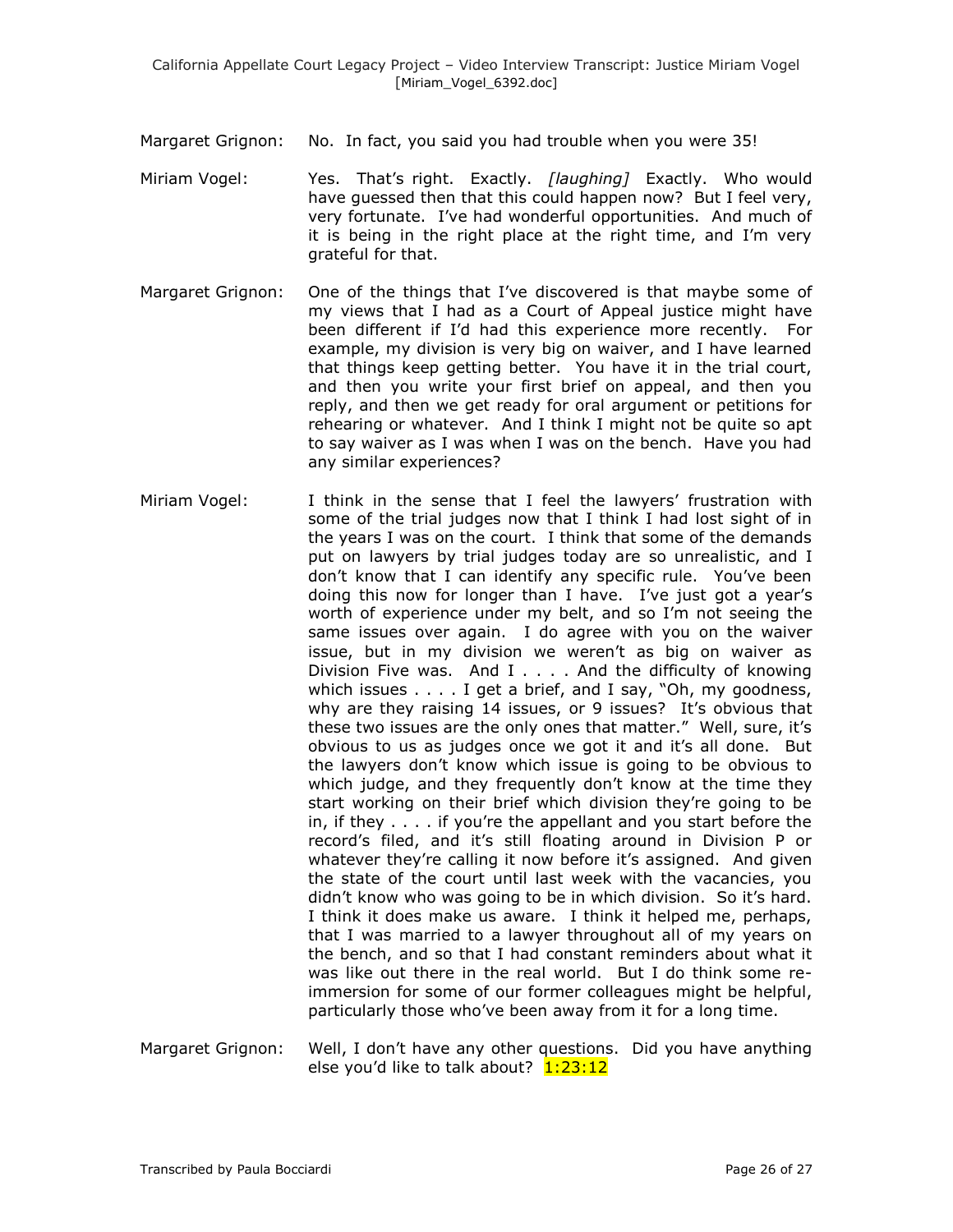Margaret Grignon: No. In fact, you said you had trouble when you were 35!

Miriam Vogel: Yes. That's right. Exactly. *[laughing]* Exactly. Who would have guessed then that this could happen now? But I feel very, very fortunate. I've had wonderful opportunities. And much of it is being in the right place at the right time, and I'm very grateful for that.

Margaret Grignon: One of the things that I've discovered is that maybe some of my views that I had as a Court of Appeal justice might have been different if I'd had this experience more recently. For example, my division is very big on waiver, and I have learned that things keep getting better. You have it in the trial court, and then you write your first brief on appeal, and then you reply, and then we get ready for oral argument or petitions for rehearing or whatever. And I think I might not be quite so apt to say waiver as I was when I was on the bench. Have you had any similar experiences?

Miriam Vogel: I think in the sense that I feel the lawyers' frustration with some of the trial judges now that I think I had lost sight of in the years I was on the court. I think that some of the demands put on lawyers by trial judges today are so unrealistic, and I don't know that I can identify any specific rule. You've been doing this now for longer than I have. I've just got a year's worth of experience under my belt, and so I'm not seeing the same issues over again. I do agree with you on the waiver issue, but in my division we weren't as big on waiver as Division Five was. And I . . . . And the difficulty of knowing which issues . . . . I get a brief, and I say, "Oh, my goodness, why are they raising 14 issues, or 9 issues? It's obvious that these two issues are the only ones that matter." Well, sure, it's obvious to us as judges once we got it and it's all done. But the lawyers don't know which issue is going to be obvious to which judge, and they frequently don't know at the time they start working on their brief which division they're going to be in, if they . . . . if you're the appellant and you start before the record's filed, and it's still floating around in Division P or whatever they're calling it now before it's assigned. And given the state of the court until last week with the vacancies, you didn't know who was going to be in which division. So it's hard. I think it does make us aware. I think it helped me, perhaps, that I was married to a lawyer throughout all of my years on the bench, and so that I had constant reminders about what it was like out there in the real world. But I do think some re-immersion for some of our former colleagues might be helpful, particularly those who've been away from it for a long time.

Margaret Grignon: Well, I don't have any other questions. Did you have anything else you'd like to talk about? 1:23:12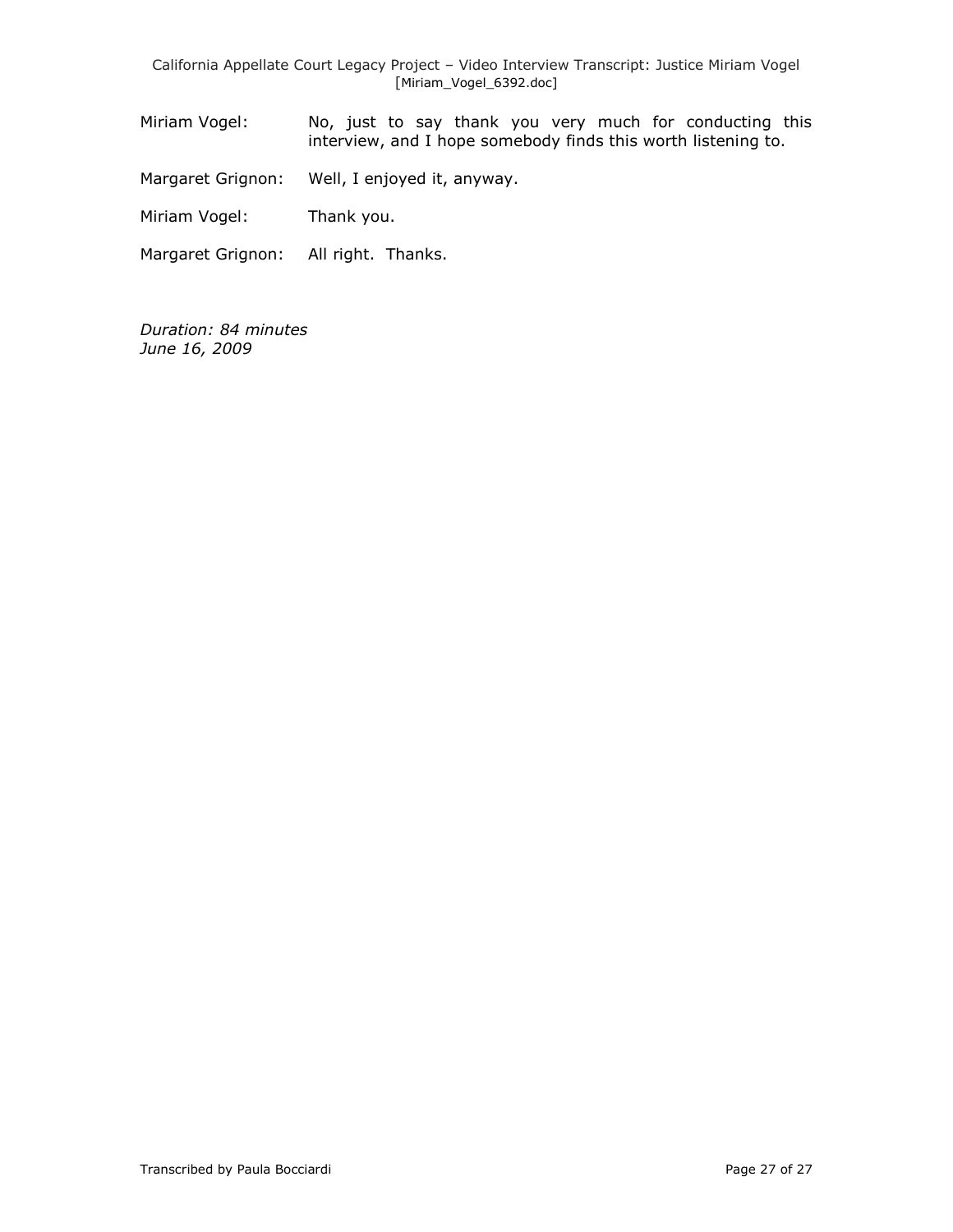Miriam Vogel: No, just to say thank you very much for conducting this interview, and I hope somebody finds this worth listening to.

Margaret Grignon: Well, I enjoyed it, anyway.

Miriam Vogel: Thank you.

Margaret Grignon: All right. Thanks.

*Duration: 84 minutes*
*June 16, 2009*